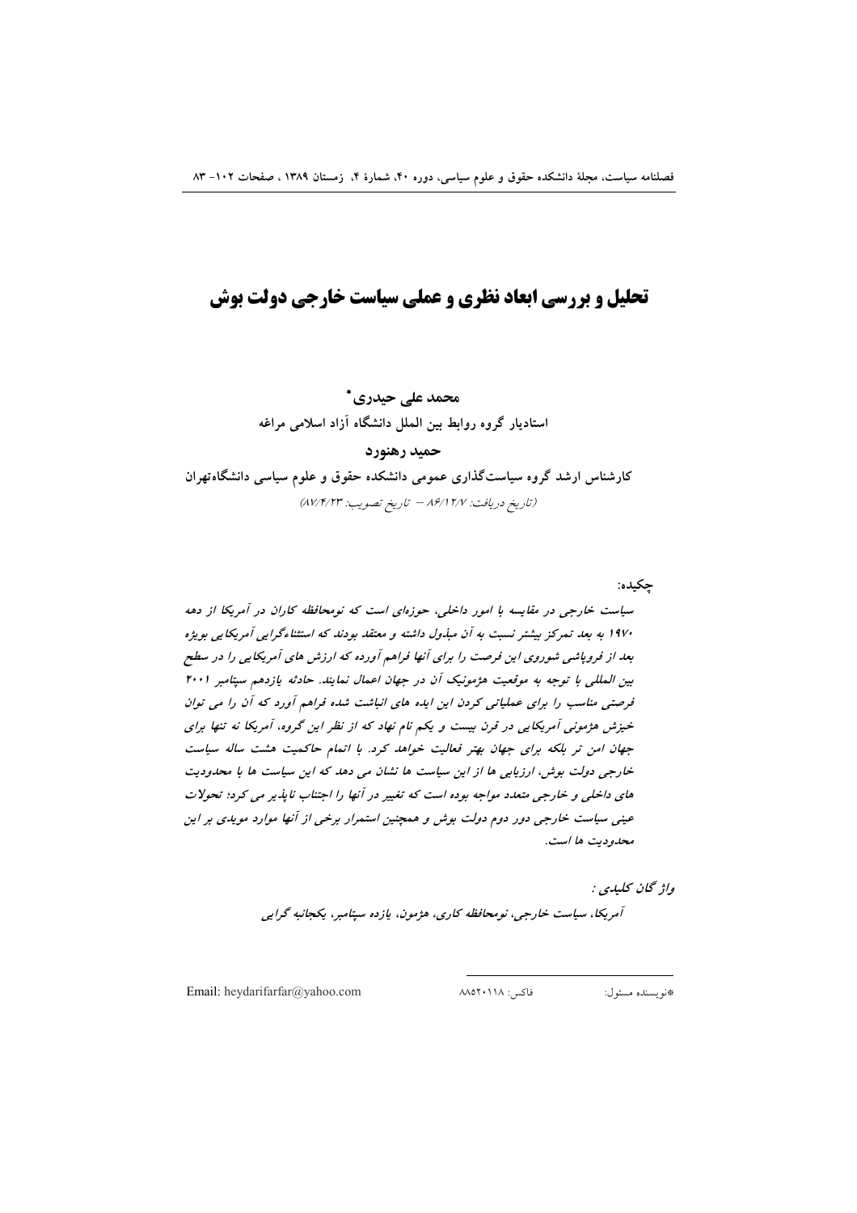# تحلیل و بررسی ابعاد نظری و عملی سیاست خارجی دولت بوش

**محمد علی حیدری***

استادیار گروه روابط بین الملل دانشگاه آزاد اسلامی مراغه

**حمید رهنورد**

کارشناس ارشد گروه سیاستگذاری عمومی دانشکده حقوق و علوم سیاسی دانشگاه‌تهران

*(تاریخ دریافت: ۸۶/۱۲/۷ – تاریخ تصویب: ۸۷/۴/۲۳)*

**چکیده:**

*سیاست خارجی در مقایسه با امور داخلی، حوزه‌ای است که نومحافظه کاران در آمریکا از دهه ۱۹۷۰ به بعد تمرکز بیشتر نسبت به آن مبذول داشته و معتقد بودند که استثناءگرایی آمریکایی بویژه بعد از فروپاشی شوروی این فرصت را برای آنها فراهم آورده که ارزش های آمریکایی را در سطح بین المللی با توجه به موقعیت هژمونیک آن در جهان اعمال نمایند. حادثه یازدهم سپتامبر ۲۰۰۱ فرصتی مناسب را برای عملیاتی کردن این ایده های انباشت شده فراهم آورد که آن را می توان خیزش هژمونی آمریکایی در قرن بیست و یکم نام نهاد که از نظر این گروه، آمریکا نه تنها برای جهان امن تر بلکه برای جهان بهتر فعالیت خواهد کرد. با اتمام حاکمیت هشت ساله سیاست خارجی دولت بوش، ارزیابی ها از این سیاست ها نشان می دهد که این سیاست ها با محدودیت های داخلی و خارجی متعدد مواجه بوده است که تغییر در آنها را اجتناب ناپذیر می کرد؛ تحولات عینی سیاست خارجی دور دوم دولت بوش و همچنین استمرار برخی از آنها موارد مویدی بر این محدودیت ها است.*

***واژگان کلیدی :***

*آمریکا، سیاست خارجی، نومحافظه کاری، هژمون، یازده سپتامبر، یکجانبه گرایی*

---

*نویسنده مسئول:    فاکس: ۸۸۵۲۰۱۱۸    Email: heydarifarfar@yahoo.com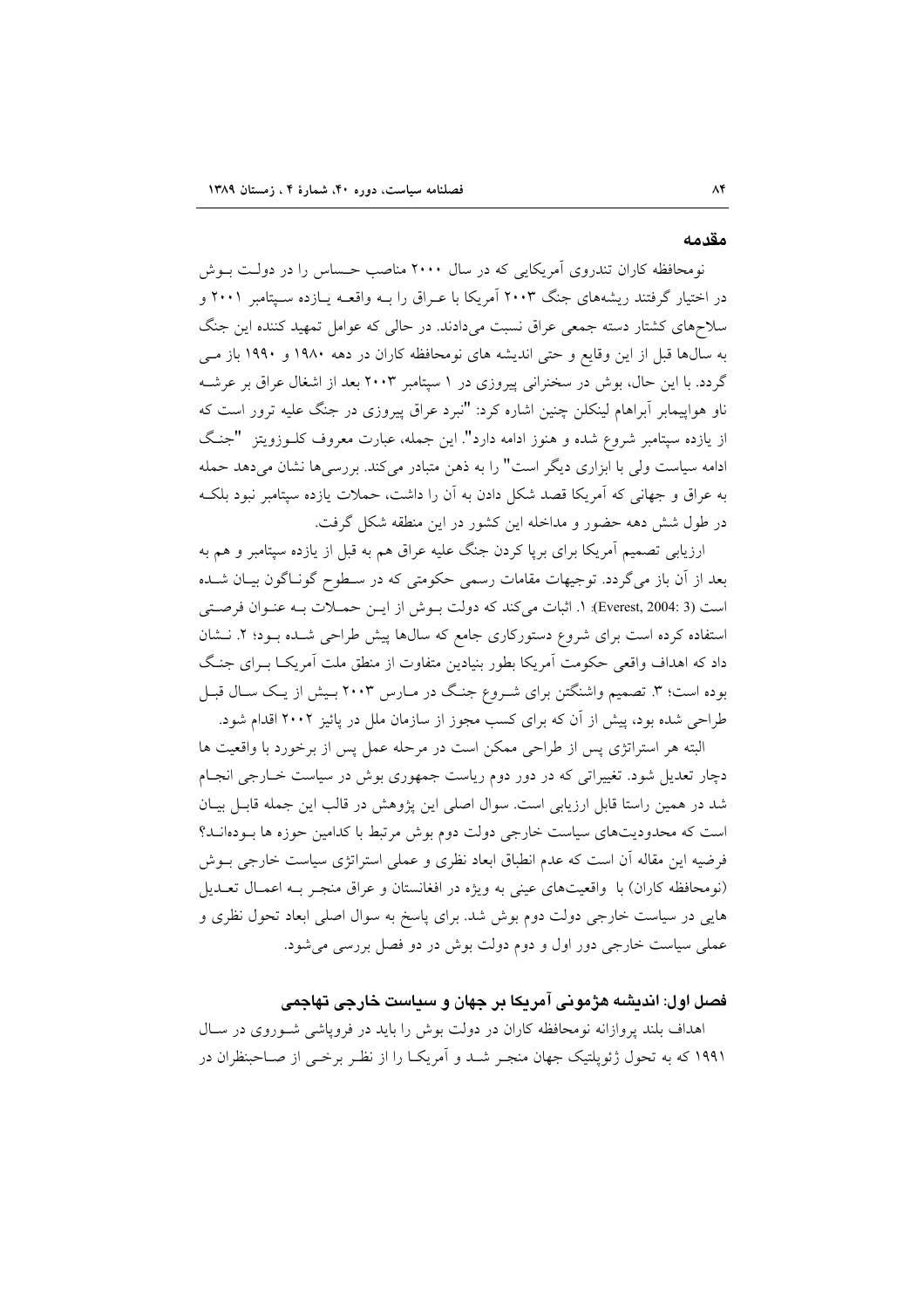## مقدمه

نومحافظه کاران تندروی آمریکایی که در سال ۲۰۰۰ مناصب حساس را در دولت بوش در اختیار گرفتند ریشه‌های جنگ ۲۰۰۳ آمریکا با عراق را به واقعه یازده سپتامبر ۲۰۰۱ و سلاح‌های کشتار دسته جمعی عراق نسبت می‌دادند. در حالی که عوامل تمهید کننده این جنگ به سال‌ها قبل از این وقایع و حتی اندیشه های نومحافظه کاران در دهه ۱۹۸۰ و ۱۹۹۰ باز می گردد. با این حال، بوش در سخنرانی پیروزی در ۱ سپتامبر ۲۰۰۳ بعد از اشغال عراق بر عرشه ناو هواپیمابر آبراهام لینکلن چنین اشاره کرد: "نبرد عراق پیروزی در جنگ علیه ترور است که از یازده سپتامبر شروع شده و هنوز ادامه دارد". این جمله، عبارت معروف کلوزویتز "جنگ ادامه سیاست ولی با ابزاری دیگر است" را به ذهن متبادر می‌کند. بررسی‌ها نشان می‌دهد حمله به عراق و جهانی که آمریکا قصد شکل دادن به آن را داشت، حملات یازده سپتامبر نبود بلکه در طول شش دهه حضور و مداخله این کشور در این منطقه شکل گرفت.

ارزیابی تصمیم آمریکا برای برپا کردن جنگ علیه عراق هم به قبل از یازده سپتامبر و هم به بعد از آن باز می‌گردد. توجیهات مقامات رسمی حکومتی که در سطوح گوناگون بیان شده است (Everest, 2004: 3): ۱. اثبات می‌کند که دولت بوش از این حملات به عنوان فرصتی استفاده کرده است برای شروع دستورکاری جامع که سال‌ها پیش طراحی شده بود؛ ۲. نشان داد که اهداف واقعی حکومت آمریکا بطور بنیادین متفاوت از منطق ملت آمریکا برای جنگ بوده است؛ ۳. تصمیم واشنگتن برای شروع جنگ در مارس ۲۰۰۳ بیش از یک سال قبل طراحی شده بود، پیش از آن که برای کسب مجوز از سازمان ملل در پائیز ۲۰۰۲ اقدام شود.

البته هر استراتژی پس از طراحی ممکن است در مرحله عمل پس از برخورد با واقعیت ها دچار تعدیل شود. تغییراتی که در دور دوم ریاست جمهوری بوش در سیاست خارجی انجام شد در همین راستا قابل ارزیابی است. سوال اصلی این پژوهش در قالب این جمله قابل بیان است که محدودیت‌های سیاست خارجی دولت دوم بوش مرتبط با کدامین حوزه ها بوده‌اند؟ فرضیه این مقاله آن است که عدم انطباق ابعاد نظری و عملی استراتژی سیاست خارجی بوش (نومحافظه کاران) با واقعیت‌های عینی به ویژه در افغانستان و عراق منجر به اعمال تعدیل هایی در سیاست خارجی دولت دوم بوش شد. برای پاسخ به سوال اصلی ابعاد تحول نظری و عملی سیاست خارجی دور اول و دوم دولت بوش در دو فصل بررسی می‌شود.

## فصل اول: اندیشه هژمونی آمریکا بر جهان و سیاست خارجی تهاجمی

اهداف بلند پروازانه نومحافظه کاران در دولت بوش را باید در فروپاشی شوروی در سال ۱۹۹۱ که به تحول ژئوپلتیک جهان منجر شد و آمریکا را از نظر برخی از صاحبنظران در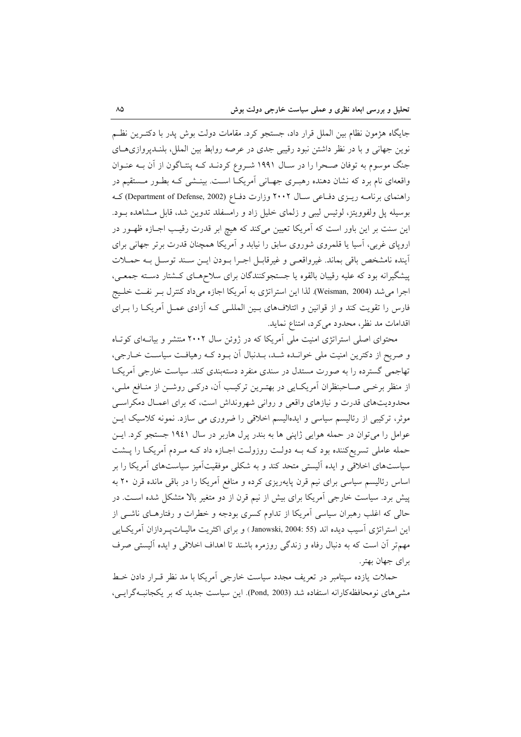جایگاه هژمون نظام بین الملل قرار داد، جستجو کرد. مقامات دولت بوش پدر با دکترین نظم نوین جهانی و با در نظر داشتن نبود رقیبی جدی در عرصه روابط بین الملل، بلندپروازی‌های جنگ موسوم به توفان صحرا را در سال ۱۹۹۱ شروع کردند که پنتاگون از آن به عنوان واقعه‌ای نام برد که نشان دهنده رهبری جهانی آمریکا است. بینشی که بطور مستقیم در راهنمای برنامه ریزی دفاعی سال ۲۰۰۲ وزارت دفاع (Department of Defense, 2002) که بوسیله پل ولفوویتز، لوئیس لیبی و زلمای خلیل زاد و رامسفلد تدوین شد، قابل مشاهده بود. این سنت بر این باور است که آمریکا تعیین می‌کند که هیچ ابر قدرت رقیب اجازه ظهور در اروپای غربی، آسیا یا قلمروی شوروی سابق را نیابد و آمریکا همچنان قدرت برتر جهانی برای آینده نامشخص باقی بماند. غیرواقعی و غیرقابل اجرا بودن این سند توسل به حملات پیشگیرانه بود که علیه رقیبان بالقوه یا جستجوکنندگان برای سلاح‌های کشتار دسته جمعی، اجرا می‌شد (Weisman, 2004). لذا این استراتژی به آمریکا اجازه می‌داد کنترل بر نفت خلیج فارس را تقویت کند و از قوانین و ائتلاف‌های بین المللی که آزادی عمل آمریکا را برای اقدامات مد نظر، محدود می‌کرد، امتناع نماید.

محتوای اصلی استراتژی امنیت ملی آمریکا که در ژوئن سال ۲۰۰۲ منتشر و بیانه‌ای کوتاه و صریح از دکترین امنیت ملی خوانده شد، بدنبال آن بود که رهیافت سیاست خارجی، تهاجمی گسترده را به صورت مستدل در سندی منفرد دسته‌بندی کند. سیاست خارجی آمریکا از منظر برخی صاحبنظران آمریکایی در بهترین ترکیب آن، درکی روشن از منافع ملی، محدودیت‌های قدرت و نیازهای واقعی و روانی شهروندانش است، که برای اعمال دمکراسی موثر، ترکیبی از رئالیسم سیاسی و ایده‌الیسم اخلاقی را ضروری می سازد. نمونه کلاسیک این عوامل را می‌توان در حمله هوایی ژاپنی ها به بندر پرل هاربر در سال ۱۹۴۱ جستجو کرد. این حمله عاملی تسریع‌کننده بود که به دولت روزولت اجازه داد که مردم آمریکا را پشت سیاست‌های اخلاقی و ایده آلیستی متحد کند و به شکلی موفقیت‌آمیز سیاست‌های آمریکا را بر اساس رئالیسم سیاسی برای نیم قرن پایه‌ریزی کرده و منافع آمریکا را در باقی مانده قرن ۲۰ به پیش برد. سیاست خارجی آمریکا برای بیش از نیم قرن از دو متغیر بالا متشکل شده است. در حالی که اغلب رهبران سیاسی آمریکا از تداوم کسری بودجه و خطرات و رفتارهای ناشی از این استراتژی آسیب دیده اند (Janowski, 2004: 55) و برای اکثریت مالیات‌پردازان آمریکایی مهم‌تر آن است که به دنبال رفاه و زندگی روزمره باشند تا اهداف اخلاقی و ایده آلیستی صرف برای جهان بهتر.

حملات یازده سپتامبر در تعریف مجدد سیاست خارجی آمریکا با مد نظر قرار دادن خط مشی‌های نومحافظه‌کارانه استفاده شد (Pond, 2003). این سیاست جدید که بر یکجانبه‌گرایی،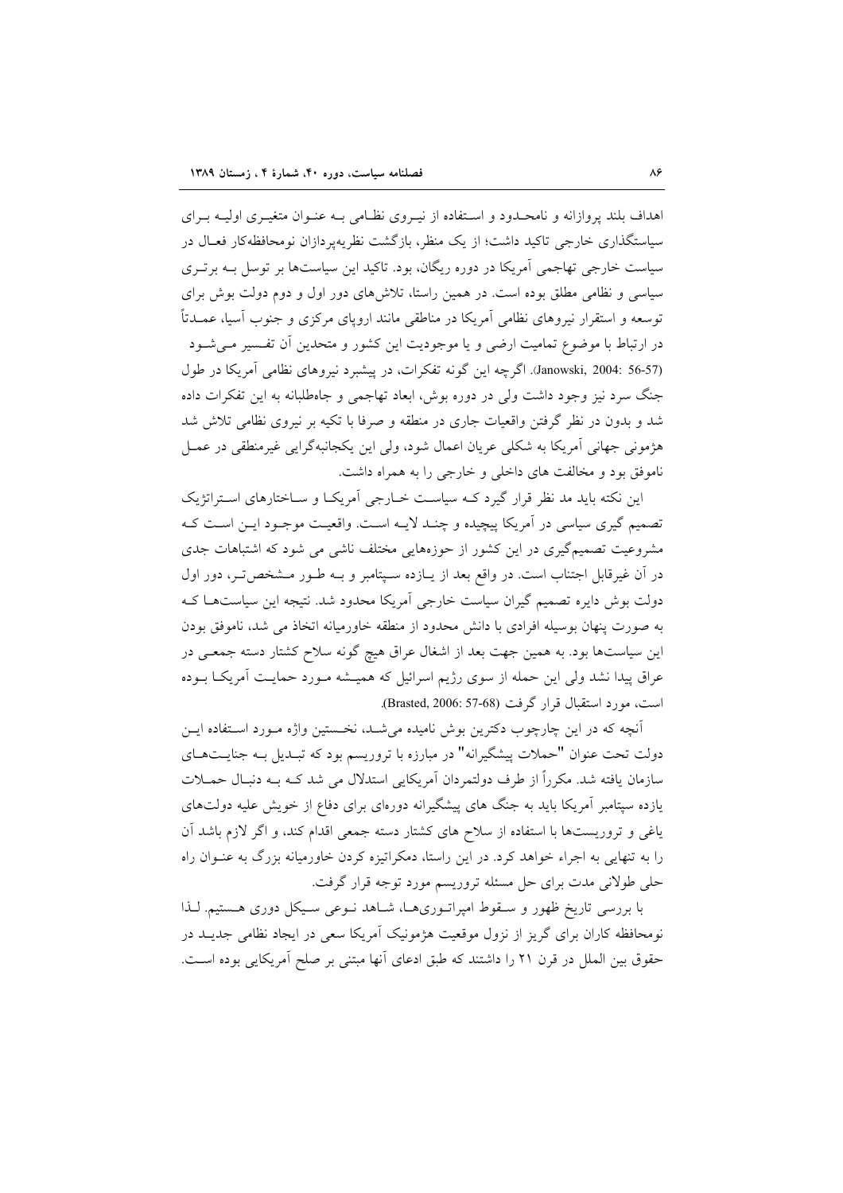اهداف بلند پروازانه و نامحدود و استفاده از نیروی نظامی به عنوان متغیری اولیه برای سیاستگذاری خارجی تاکید داشت؛ از یک منظر، بازگشت نظریه‌پردازان نومحافظه‌کار فعال در سیاست خارجی تهاجمی آمریکا در دوره ریگان، بود. تاکید این سیاست‌ها بر توسل به برتری سیاسی و نظامی مطلق بوده است. در همین راستا، تلاش‌های دور اول و دوم دولت بوش برای توسعه و استقرار نیروهای نظامی آمریکا در مناطقی مانند اروپای مرکزی و جنوب آسیا، عمدتاً در ارتباط با موضوع تمامیت ارضی و یا موجودیت این کشور و متحدین آن تفسیر می‌شود (Janowski, 2004: 56-57). اگرچه این گونه تفکرات، در پیشبرد نیروهای نظامی آمریکا در طول جنگ سرد نیز وجود داشت ولی در دوره بوش، ابعاد تهاجمی و جاه‌طلبانه به این تفکرات داده شد و بدون در نظر گرفتن واقعیات جاری در منطقه و صرفا با تکیه بر نیروی نظامی تلاش شد هژمونی جهانی آمریکا به شکلی عریان اعمال شود، ولی این یکجانبه‌گرایی غیرمنطقی در عمل ناموفق بود و مخالفت های داخلی و خارجی را به همراه داشت.

این نکته باید مد نظر قرار گیرد که سیاست خارجی آمریکا و ساختارهای استراتژیک تصمیم گیری سیاسی در آمریکا پیچیده و چند لایه است. واقعیت موجود این است که مشروعیت تصمیم‌گیری در این کشور از حوزه‌هایی مختلف ناشی می شود که اشتباهات جدی در آن غیرقابل اجتناب است. در واقع بعد از یازده سپتامبر و به طور مشخص‌تر، دور اول دولت بوش دایره تصمیم گیران سیاست خارجی آمریکا محدود شد. نتیجه این سیاست‌ها که به صورت پنهان بوسیله افرادی با دانش محدود از منطقه خاورمیانه اتخاذ می شد، ناموفق بودن این سیاست‌ها بود. به همین جهت بعد از اشغال عراق هیچ گونه سلاح کشتار دسته جمعی در عراق پیدا نشد ولی این حمله از سوی رژیم اسرائیل که همیشه مورد حمایت آمریکا بوده است، مورد استقبال قرار گرفت (Brasted, 2006: 57-68).

آنچه که در این چارچوب دکترین بوش نامیده می‌شد، نخستین واژه مورد استفاده این دولت تحت عنوان "حملات پیشگیرانه" در مبارزه با تروریسم بود که تبدیل به جنایت‌های سازمان یافته شد. مکرراً از طرف دولتمردان آمریکایی استدلال می شد که به دنبال حملات یازده سپتامبر آمریکا باید به جنگ های پیشگیرانه دوره‌ای برای دفاع از خویش علیه دولت‌های یاغی و تروریست‌ها با استفاده از سلاح های کشتار دسته جمعی اقدام کند، و اگر لازم باشد آن را به تنهایی به اجراء خواهد کرد. در این راستا، دمکراتیزه کردن خاورمیانه بزرگ به عنوان راه حلی طولانی مدت برای حل مسئله تروریسم مورد توجه قرار گرفت.

با بررسی تاریخ ظهور و سقوط امپراتوری‌ها، شاهد نوعی سیکل دوری هستیم. لذا نومحافظه کاران برای گریز از نزول موقعیت هژمونیک آمریکا سعی در ایجاد نظامی جدید در حقوق بین الملل در قرن ۲۱ را داشتند که طبق ادعای آنها مبتنی بر صلح آمریکایی بوده است.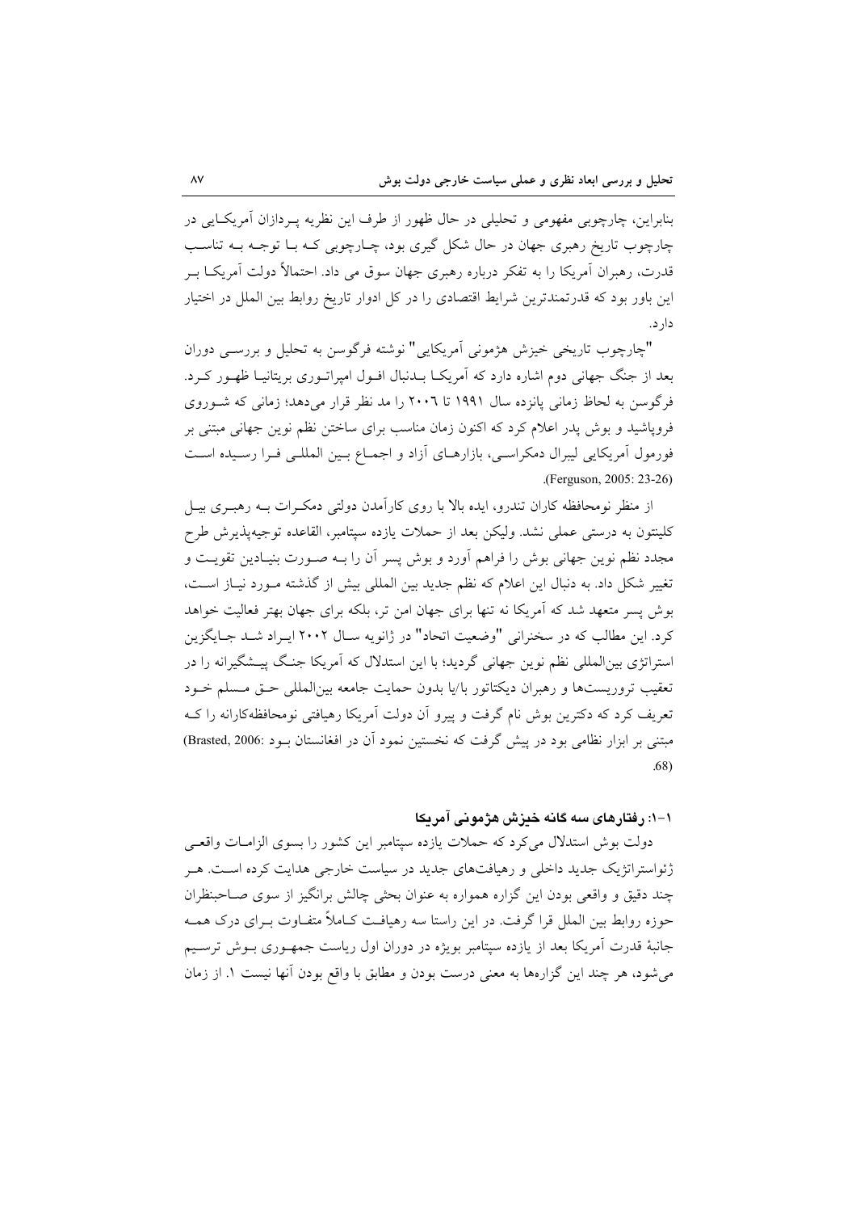بنابراین، چارچوبی مفهومی و تحلیلی در حال ظهور از طرف این نظریه پردازان آمریکایی در چارچوب تاریخ رهبری جهان در حال شکل گیری بود، چارچوبی که با توجه به تناسب قدرت، رهبران آمریکا را به تفکر درباره رهبری جهان سوق می داد. احتمالاً دولت آمریکا بر این باور بود که قدرتمندترین شرایط اقتصادی را در کل ادوار تاریخ روابط بین الملل در اختیار دارد.

"چارچوب تاریخی خیزش هژمونی آمریکایی" نوشته فرگوسن به تحلیل و بررسی دوران بعد از جنگ جهانی دوم اشاره دارد که آمریکا بدنبال افول امپراتوری بریتانیا ظهور کرد. فرگوسن به لحاظ زمانی پانزده سال ۱۹۹۱ تا ۲۰۰۶ را مد نظر قرار می‌دهد؛ زمانی که شوروی فروپاشید و بوش پدر اعلام کرد که اکنون زمان مناسب برای ساختن نظم نوین جهانی مبتنی بر فورمول آمریکایی لیبرال دمکراسی، بازارهای آزاد و اجماع بین المللی فرا رسیده است (Ferguson, 2005: 23-26).

از منظر نومحافظه کاران تندرو، ایده بالا با روی کارآمدن دولتی دمکرات به رهبری بیل کلینتون به درستی عملی نشد. ولیکن بعد از حملات یازده سپتامبر، القاعده توجیه‌پذیرش طرح مجدد نظم نوین جهانی بوش را فراهم آورد و بوش پسر آن را به صورت بنیادین تقویت و تغییر شکل داد. به دنبال این اعلام که نظم جدید بین المللی بیش از گذشته مورد نیاز است، بوش پسر متعهد شد که آمریکا نه تنها برای جهان امن تر، بلکه برای جهان بهتر فعالیت خواهد کرد. این مطالب که در سخنرانی "وضعیت اتحاد" در ژانویه سال ۲۰۰۲ ایراد شد جایگزین استراتژی بین‌المللی نظم نوین جهانی گردید؛ با این استدلال که آمریکا جنگ پیشگیرانه را در تعقیب تروریست‌ها و رهبران دیکتاتور با/یا بدون حمایت جامعه بین‌المللی حق مسلم خود تعریف کرد که دکترین بوش نام گرفت و پیرو آن دولت آمریکا رهیافتی نومحافظه‌کارانه را که مبتنی بر ابزار نظامی بود در پیش گرفت که نخستین نمود آن در افغانستان بود (Brasted, 2006: 68).

### ۱-۱: رفتارهای سه گانه خیزش هژمونی آمریکا

دولت بوش استدلال می‌کرد که حملات یازده سپتامبر این کشور را بسوی الزامات واقعی ژئواستراتژیک جدید داخلی و رهیافت‌های جدید در سیاست خارجی هدایت کرده است. هر چند دقیق و واقعی بودن این گزاره همواره به عنوان بحثی چالش برانگیز از سوی صاحبنظران حوزه روابط بین الملل قرا گرفت. در این راستا سه رهیافت کاملاً متفاوت برای درک همه جانبهٔ قدرت آمریکا بعد از یازده سپتامبر بویژه در دوران اول ریاست جمهوری بوش ترسیم می‌شود، هر چند این گزاره‌ها به معنی درست بودن و مطابق با واقع بودن آنها نیست ۱. از زمان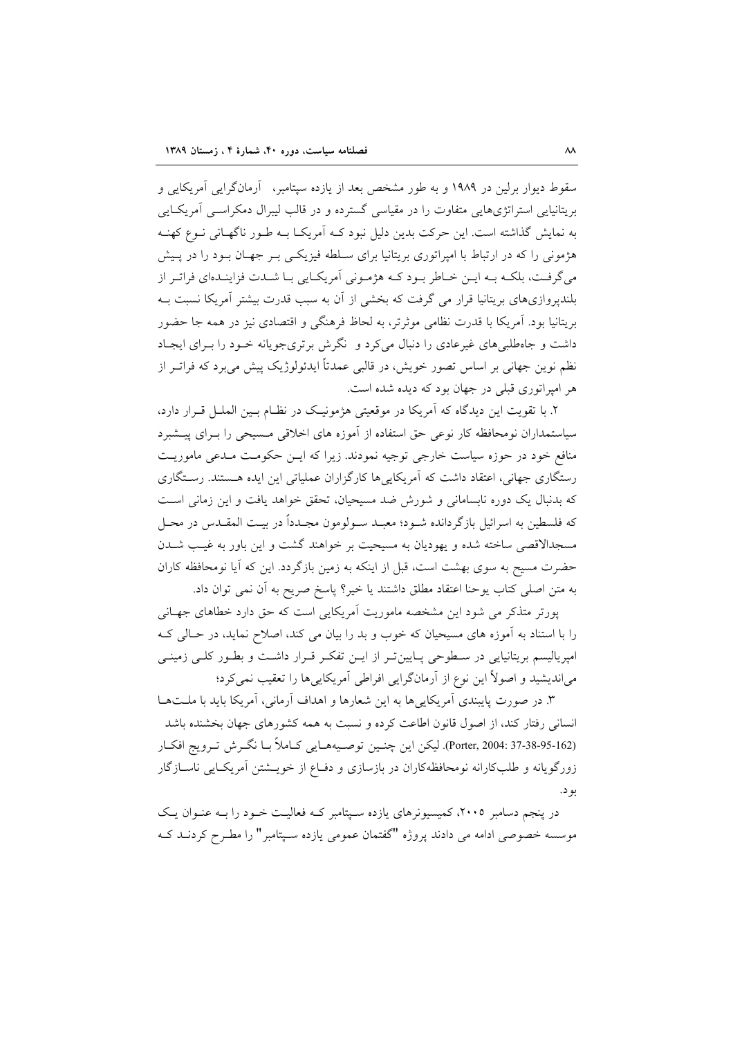سقوط دیوار برلین در ۱۹۸۹ و به طور مشخص بعد از یازده سپتامبر، آرمان‌گرایی آمریکایی و بریتانیایی استراتژی‌هایی متفاوت را در مقیاسی گسترده و در قالب لیبرال دمکراسی آمریکایی به نمایش گذاشته است. این حرکت بدین دلیل نبود کـه آمریکا بـه طـور ناگهانی نـوع کهنـه هژمونی را که در ارتباط با امپراتوری بریتانیا برای سلطه فیزیکی بـر جهـان بـود را در پـیش می‌گرفت، بلکـه بـه ایـن خـاطر بـود کـه هژمـونی آمریکـایی بـا شـدت فزاینـده‌ای فراتـر از بلندپروازی‌های بریتانیا قرار می گرفت که بخشی از آن به سبب قدرت بیشتر آمریکا نسبت بـه بریتانیا بود. آمریکا با قدرت نظامی موثرتر، به لحاظ فرهنگی و اقتصادی نیز در همه جا حضور داشت و جاه‌طلبی‌های غیرعادی را دنبال می‌کرد و نگرش برتری‌جویانه خـود را بـرای ایجـاد نظم نوین جهانی بر اساس تصور خویش، در قالبی عمدتاً ایدئولوژیک پیش می‌برد که فراتـر از هر امپراتوری قبلی در جهان بود که دیده شده است.

۲. با تقویت این دیدگاه که آمریکا در موقعیتی هژمونیـک در نظـام بـین الملـل قـرار دارد، سیاستمداران نومحافظه کار نوعی حق استفاده از آموزه های اخلاقی مـسیحی را بـرای پیـشبرد منافع خود در حوزه سیاست خارجی توجیه نمودند. زیرا که ایـن حکومـت مـدعی ماموریـت رستگاری جهانی، اعتقاد داشت که آمریکایی‌ها کارگزاران عملیاتی این ایده هـستند. رسـتگاری که بدنبال یک دوره نابسامانی و شورش ضد مسیحیان، تحقق خواهد یافت و این زمانی اسـت که فلسطین به اسرائیل بازگردانده شـود؛ معبـد سـولومون مجـدداً در بیـت المقـدس در محـل مسجدالاقصی ساخته شده و یهودیان به مسیحیت بر خواهند گشت و این باور به غیـب شـدن حضرت مسیح به سوی بهشت است، قبل از اینکه به زمین بازگردد. این که آیا نومحافظه کاران به متن اصلی کتاب یوحنا اعتقاد مطلق داشتند یا خیر؟ پاسخ صریح به آن نمی توان داد.

پورتر متذکر می شود این مشخصه ماموریت آمریکایی است که حق دارد خطاهای جهـانی را با استناد به آموزه های مسیحیان که خوب و بد را بیان می کند، اصلاح نماید، در حـالی کـه امپریالیسم بریتانیایی در سـطوحی پـایین‌تـر از ایـن تفکـر قـرار داشـت و بطـور کلـی زمینـی می‌اندیشید و اصولاً این نوع از آرمان‌گرایی افراطی آمریکایی‌ها را تعقیب نمی‌کرد؛

۳. در صورت پایبندی آمریکایی‌ها به این شعارها و اهداف آرمانی، آمریکا باید با ملـت‌هـا انسانی رفتار کند، از اصول قانون اطاعت کرده و نسبت به همه کشورهای جهان بخشنده باشد (Porter, 2004: 37-38-95-162). لیکن این چنـین توصـیه‌هـایی کـاملاً بـا نگـرش تـرویج افکـار زورگویانه و طلب‌کارانه نومحافظه‌کاران در بازسازی و دفـاع از خویـشتن آمریکـایی ناسـازگار بود.

در پنجم دسامبر ۲۰۰۵، کمیسیونرهای یازده سپتامبر کـه فعالیـت خـود را بـه عنـوان یـک موسسه خصوصی ادامه می دادند پروژه "گفتمان عمومی یازده سـپتامبر" را مطـرح کردنـد کـه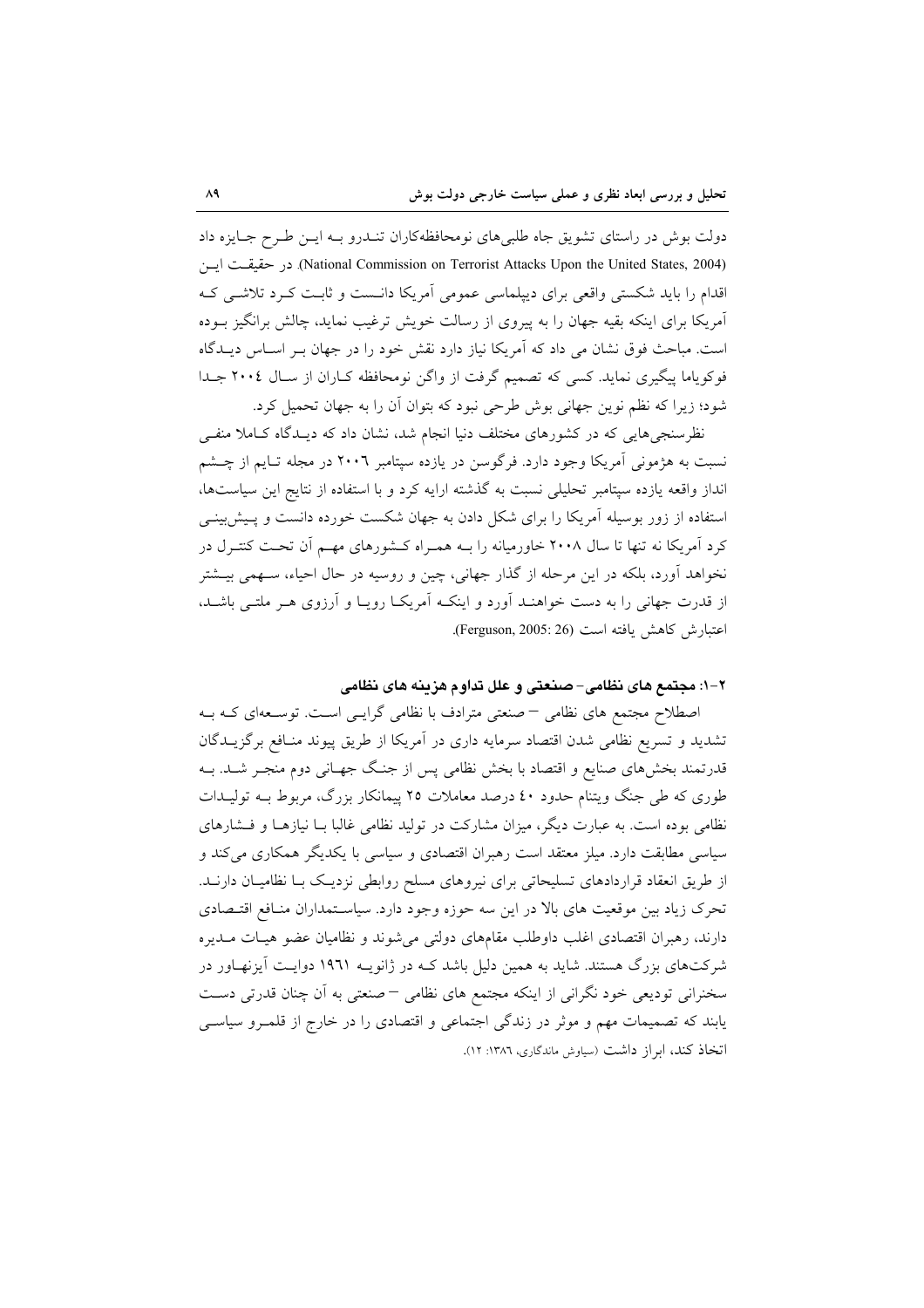دولت بوش در راستای تشویق جاه طلبی‌های نومحافظه‌کاران تنـدرو بـه ایـن طـرح جـایزه داد (National Commission on Terrorist Attacks Upon the United States, 2004). در حقیقـت ایـن اقدام را باید شکستی واقعی برای دیپلماسی عمومی آمریکا دانسـت و ثابـت کـرد تلاشـی کـه آمریکا برای اینکه بقیه جهان را به پیروی از رسالت خویش ترغیب نماید، چالش برانگیز بـوده است. مباحث فوق نشان می داد که آمریکا نیاز دارد نقش خود را در جهان بـر اسـاس دیـدگاه فوکویاما پیگیری نماید. کسی که تصمیم گرفت از واگن نومحافظه کـاران از سـال ۲۰۰٤ جـدا شود؛ زیرا که نظم نوین جهانی بوش طرحی نبود که بتوان آن را به جهان تحمیل کرد.

نظرسنجی‌هایی که در کشورهای مختلف دنیا انجام شد، نشان داد که دیـدگاه کـاملا منفـی نسبت به هژمونی آمریکا وجود دارد. فرگوسن در یازده سپتامبر ۲۰۰٦ در مجله تـایم از چـشم انداز واقعه یازده سپتامبر تحلیلی نسبت به گذشته ارایه کرد و با استفاده از نتایج این سیاست‌ها، استفاده از زور بوسیله آمریکا را برای شکل دادن به جهان شکست خورده دانست و پـیش‌بینـی کرد آمریکا نه تنها تا سال ۲۰۰۸ خاورمیانه را بـه همـراه کـشورهای مهـم آن تحـت کنتـرل در نخواهد آورد، بلکه در این مرحله از گذار جهانی، چین و روسیه در حال احیاء، سـهمی بیـشتر از قدرت جهانی را به دست خواهنـد آورد و اینکـه آمریکـا رویـا و آرزوی هـر ملتـی باشـد، اعتبارش کاهش یافته است (Ferguson, 2005: 26).

### ۲-۱: مجتمع های نظامی- صنعتی و علل تداوم هزینه های نظامی

اصطلاح مجتمع های نظامی – صنعتی مترادف با نظامی گرایـی اسـت. توسـعه‌ای کـه بـه تشدید و تسریع نظامی شدن اقتصاد سرمایه داری در آمریکا از طریق پیوند منـافع برگزیـدگان قدرتمند بخش‌های صنایع و اقتصاد با بخش نظامی پس از جنـگ جهـانی دوم منجـر شـد. بـه طوری که طی جنگ ویتنام حدود ٤٠ درصد معاملات ۲۵ پیمانکار بزرگ، مربوط بـه تولیـدات نظامی بوده است. به عبارت دیگر، میزان مشارکت در تولید نظامی غالبا بـا نیازهـا و فـشارهای سیاسی مطابقت دارد. میلز معتقد است رهبران اقتصادی و سیاسی با یکدیگر همکاری می‌کند و از طریق انعقاد قراردادهای تسلیحاتی برای نیروهای مسلح روابطی نزدیـک بـا نظامیـان دارنـد. تحرک زیاد بین موقعیت های بالا در این سه حوزه وجود دارد. سیاسـتمداران منـافع اقتـصادی دارند، رهبران اقتصادی اغلب داوطلب مقام‌های دولتی می‌شوند و نظامیان عضو هیـات مـدیره شرکت‌های بزرگ هستند. شاید به همین دلیل باشد کـه در ژانویـه ۱۹٦۱ دوایـت آیزنهـاور در سخنرانی تودیعی خود نگرانی از اینکه مجتمع های نظامی – صنعتی به آن چنان قدرتی دسـت یابند که تصمیمات مهم و موثر در زندگی اجتماعی و اقتصادی را در خارج از قلمـرو سیاسـی اتخاذ کند، ابراز داشت (سیاوش ماندگاری، ۱۳۸٦: ۱۲).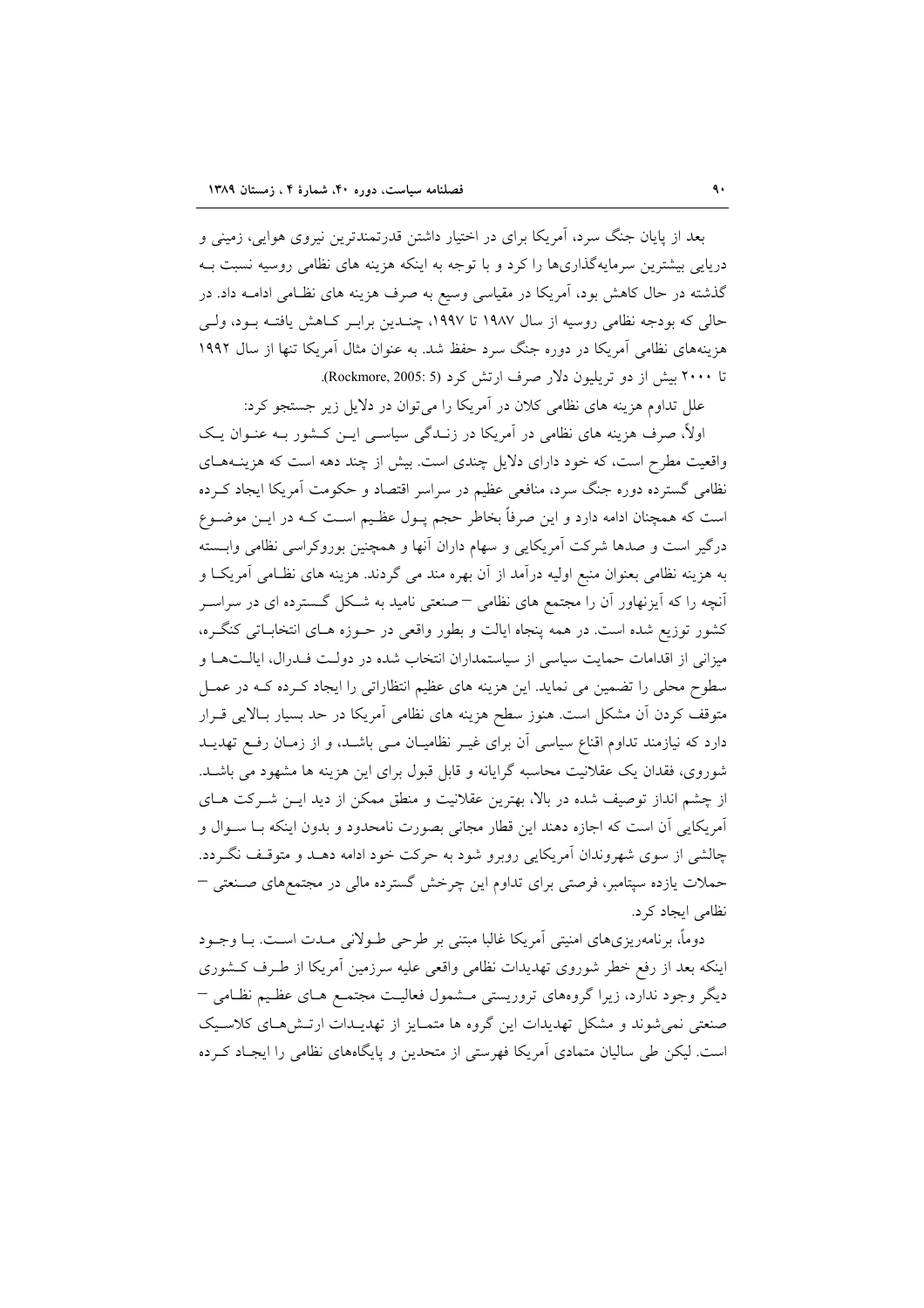بعد از پایان جنگ سرد، آمریکا برای در اختیار داشتن قدرتمندترین نیروی هوایی، زمینی و دریایی بیشترین سرمایه‌گذاری‌ها را کرد و با توجه به اینکه هزینه های نظامی روسیه نسبت بـه گذشته در حال کاهش بود، آمریکا در مقیاسی وسیع به صرف هزینه های نظـامی ادامـه داد. در حالی که بودجه نظامی روسیه از سال ۱۹۸۷ تا ۱۹۹۷، چنـدین برابـر کـاهش یافتـه بـود، ولـی هزینه‌های نظامی آمریکا در دوره جنگ سرد حفظ شد. به عنوان مثال آمریکا تنها از سال ۱۹۹۲ تا ۲۰۰۰ بیش از دو تریلیون دلار صرف ارتش کرد (Rockmore, 2005: 5).

علل تداوم هزینه های نظامی کلان در آمریکا را می‌توان در دلایل زیر جستجو کرد:

اولاً، صرف هزینه های نظامی در آمریکا در زنـدگی سیاسـی ایـن کـشور بـه عنـوان یـک واقعیت مطرح است، که خود دارای دلایل چندی است. بیش از چند دهه است که هزینـه‌هـای نظامی گسترده دوره جنگ سرد، منافعی عظیم در سراسر اقتصاد و حکومت آمریکا ایجاد کـرده است که همچنان ادامه دارد و این صرفاً بخاطر حجم پـول عظـیم اسـت کـه در ایـن موضـوع درگیر است و صدها شرکت آمریکایی و سهام داران آنها و همچنین بوروکراسی نظامی وابسته به هزینه نظامی بعنوان منبع اولیه درآمد از آن بهره مند می گردند. هزینه های نظـامی آمریکـا و آنچه را که آیزنهاور آن را مجتمع های نظامی – صنعتی نامید به شـکل گـسترده ای در سراسـر کشور توزیع شده است. در همه پنجاه ایالت و بطور واقعی در حـوزه هـای انتخابـاتی کنگـره، میزانی از اقدامات حمایت سیاسی از سیاستمداران انتخاب شده در دولـت فـدرال، ایالـت‌هـا و سطوح محلی را تضمین می نماید. این هزینه های عظیم انتظاراتی را ایجاد کـرده کـه در عمـل متوقف کردن آن مشکل است. هنوز سطح هزینه های نظامی آمریکا در حد بسیار بـالایی قـرار دارد که نیازمند تداوم اقناع سیاسی آن برای غیـر نظامیـان مـی باشـد، و از زمـان رفـع تهدیـد شوروی، فقدان یک عقلانیت محاسبه گرایانه و قابل قبول برای این هزینه ها مشهود می باشـد. از چشم انداز توصیف شده در بالا، بهترین عقلانیت و منطق ممکن از دید ایـن شـرکت هـای آمریکایی آن است که اجازه دهند این قطار مجانی بصورت نامحدود و بدون اینکه بـا سـوال و چالشی از سوی شهروندان آمریکایی روبرو شود به حرکت خود ادامه دهـد و متوقـف نگـردد. حملات یازده سپتامبر، فرصتی برای تداوم این چرخش گسترده مالی در مجتمع‌های صـنعتی – نظامی ایجاد کرد.

دوماً، برنامه‌ریزی‌های امنیتی آمریکا غالبا مبتنی بر طرحی طـولانی مـدت اسـت. بـا وجـود اینکه بعد از رفع خطر شوروی تهدیدات نظامی واقعی علیه سرزمین آمریکا از طـرف کـشوری دیگر وجود ندارد، زیرا گروه‌های تروریستی مـشمول فعالیـت مجتمـع هـای عظـیم نظـامی – صنعتی نمی‌شوند و مشکل تهدیدات این گروه ها متمـایز از تهدیـدات ارتـش‌هـای کلاسـیک است. لیکن طی سالیان متمادی آمریکا فهرستی از متحدین و پایگاه‌های نظامی را ایجـاد کـرده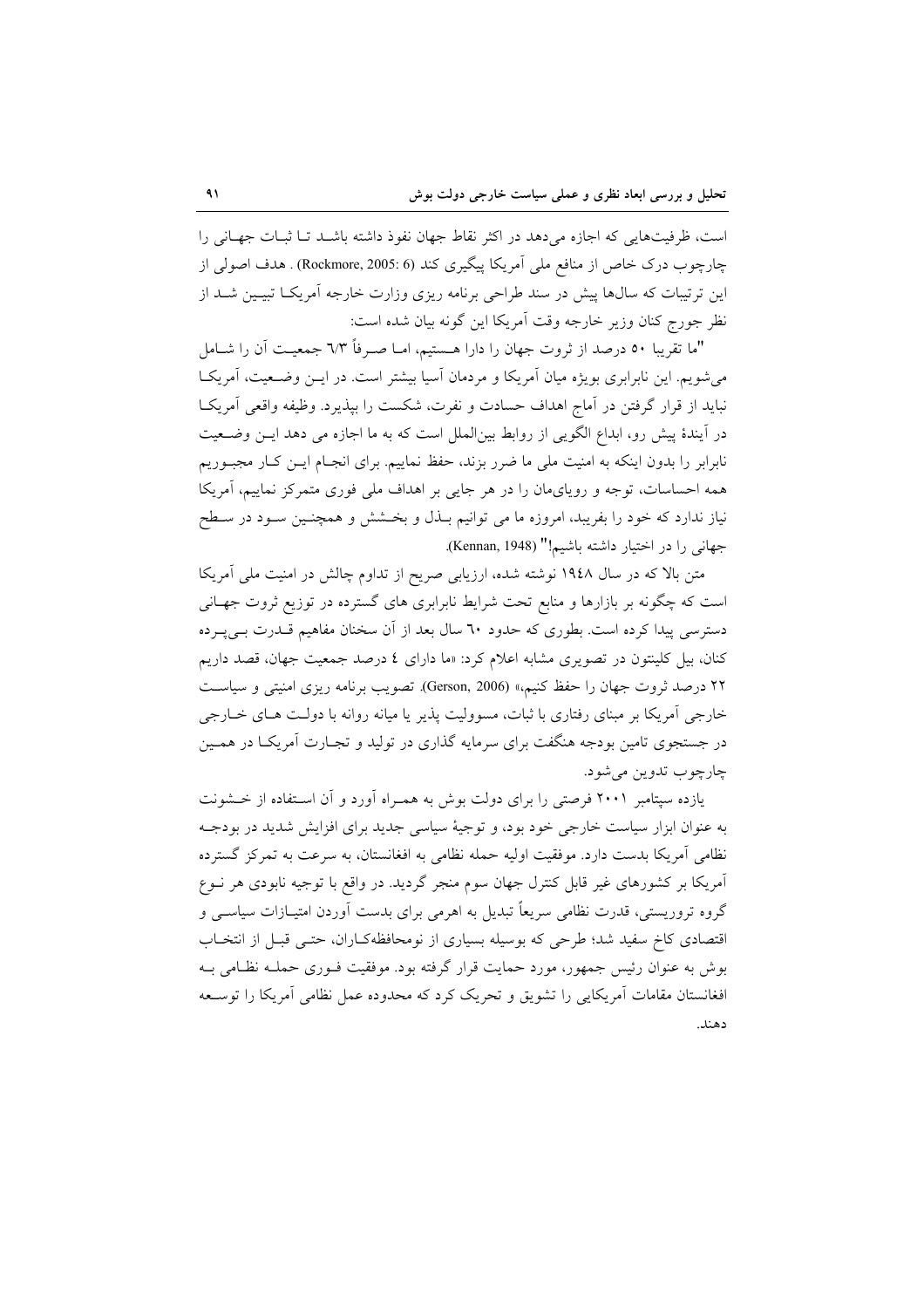است، ظرفیت‌هایی که اجازه می‌دهد در اکثر نقاط جهان نفوذ داشته باشد تا ثبات جهانی را چارچوب درک خاص از منافع ملی آمریکا پیگیری کند (Rockmore, 2005: 6) . هدف اصولی از این ترتیبات که سال‌ها پیش در سند طراحی برنامه ریزی وزارت خارجه آمریکا تبیین شد از نظر جورج کنان وزیر خارجه وقت آمریکا این گونه بیان شده است:

"ما تقریبا ۵۰ درصد از ثروت جهان را دارا هستیم، اما صرفاً ٦/٣ جمعیت آن را شامل می‌شویم. این نابرابری بویژه میان آمریکا و مردمان آسیا بیشتر است. در این وضعیت، آمریکا نباید از قرار گرفتن در آماج اهداف حسادت و نفرت، شکست را بپذیرد. وظیفه واقعی آمریکا در آیندهٔ پیش رو، ابداع الگویی از روابط بین‌الملل است که به ما اجازه می دهد این وضعیت نابرابر را بدون اینکه به امنیت ملی ما ضرر بزند، حفظ نماییم. برای انجام این کار مجبوریم همه احساسات، توجه و رویای‌مان را در هر جایی بر اهداف ملی فوری متمرکز نماییم، آمریکا نیاز ندارد که خود را بفریبد، امروزه ما می توانیم بذل و بخشش و همچنین سود در سطح جهانی را در اختیار داشته باشیم!" (Kennan, 1948).

متن بالا که در سال ١٩٤٨ نوشته شده، ارزیابی صریح از تداوم چالش در امنیت ملی آمریکا است که چگونه بر بازارها و منابع تحت شرایط نابرابری های گسترده در توزیع ثروت جهانی دسترسی پیدا کرده است. بطوری که حدود ٦٠ سال بعد از آن سخنان مفاهیم قدرت بی‌پرده کنان، بیل کلینتون در تصویری مشابه اعلام کرد: «ما دارای ٤ درصد جمعیت جهان، قصد داریم ٢٢ درصد ثروت جهان را حفظ کنیم،» (Gerson, 2006). تصویب برنامه ریزی امنیتی و سیاست خارجی آمریکا بر مبنای رفتاری با ثبات، مسوولیت پذیر یا میانه روانه با دولت های خارجی در جستجوی تامین بودجه هنگفت برای سرمایه گذاری در تولید و تجارت آمریکا در همین چارچوب تدوین می‌شود.

یازده سپتامبر ۲۰۰۱ فرصتی را برای دولت بوش به همراه آورد و آن استفاده از خشونت به عنوان ابزار سیاست خارجی خود بود، و توجیهٔ سیاسی جدید برای افزایش شدید در بودجه نظامی آمریکا بدست دارد. موفقیت اولیه حمله نظامی به افغانستان، به سرعت به تمرکز گسترده آمریکا بر کشورهای غیر قابل کنترل جهان سوم منجر گردید. در واقع با توجیه نابودی هر نوع گروه تروریستی، قدرت نظامی سریعاً تبدیل به اهرمی برای بدست آوردن امتیازات سیاسی و اقتصادی کاخ سفید شد؛ طرحی که بوسیله بسیاری از نومحافظه‌کاران، حتی قبل از انتخاب بوش به عنوان رئیس جمهور، مورد حمایت قرار گرفته بود. موفقیت فوری حمله نظامی به افغانستان مقامات آمریکایی را تشویق و تحریک کرد که محدوده عمل نظامی آمریکا را توسعه دهند.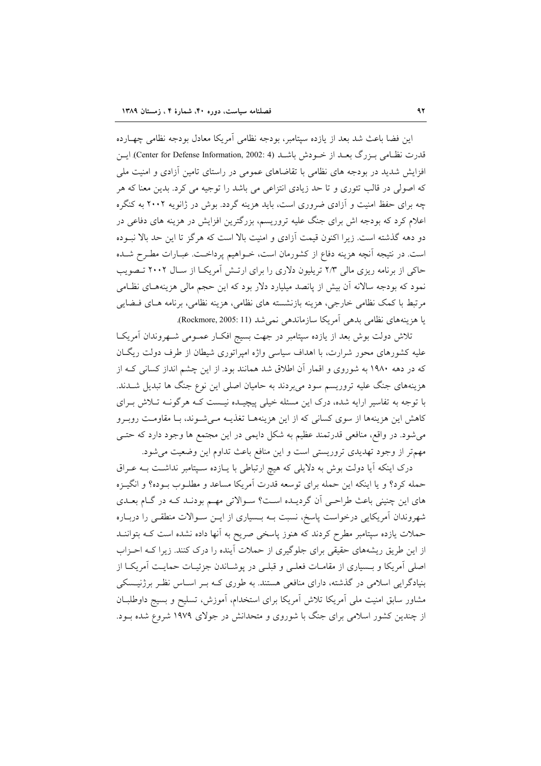این فضا باعث شد بعد از یازده سپتامبر، بودجه نظامی آمریکا معادل بودجه نظامی چهارده قدرت نظامی بزرگ بعد از خودش باشد (Center for Defense Information, 2002: 4). این افزایش شدید در بودجه های نظامی با تقاضاهای عمومی در راستای تامین آزادی و امنیت ملی که اصولی در قالب تئوری و تا حد زیادی انتزاعی می باشد را توجیه می کرد. بدین معنا که هر چه برای حفظ امنیت و آزادی ضروری است، باید هزینه گردد. بوش در ژانویه ۲۰۰۲ به کنگره اعلام کرد که بودجه اش برای جنگ علیه تروریسم، بزرگترین افزایش در هزینه های دفاعی در دو دهه گذشته است. زیرا اکنون قیمت آزادی و امنیت بالا است که هرگز تا این حد بالا نبوده است. در نتیجه آنچه هزینه دفاع از کشورمان است، خواهیم پرداخت. عبارات مطرح شده حاکی از برنامه ریزی مالی ۲/۳ تریلیون دلاری را برای ارتش آمریکا از سال ۲۰۰۲ تصویب نمود که بودجه سالانه آن بیش از پانصد میلیارد دلار بود که این حجم مالی هزینه‌های نظامی مرتبط با کمک نظامی خارجی، هزینه بازنشسته های نظامی، هزینه نظامی، برنامه های فضایی یا هزینه‌های نظامی بدهی آمریکا سازماندهی نمی‌شد (Rockmore, 2005: 11).

تلاش دولت بوش بعد از یازده سپتامبر در جهت بسیج افکار عمومی شهروندان آمریکا علیه کشورهای محور شرارت، با اهداف سیاسی واژه امپراتوری شیطان از طرف دولت ریگان که در دهه ۱۹۸۰ به شوروی و اقمار آن اطلاق شد همانند بود. از این چشم انداز کسانی که از هزینه‌های جنگ علیه تروریسم سود می‌بردند به حامیان اصلی این نوع جنگ ها تبدیل شدند. با توجه به تفاسیر ارایه شده، درک این مسئله خیلی پیچیده نیست که هرگونه تلاش برای کاهش این هزینه‌ها از سوی کسانی که از این هزینه‌ها تغذیه می‌شوند، با مقاومت روبرو می‌شود. در واقع، منافعی قدرتمند عظیم به شکل دایمی در این مجتمع ها وجود دارد که حتی مهم‌تر از وجود تهدیدی تروریستی است و این منافع باعث تداوم این وضعیت می‌شود.

درک اینکه آیا دولت بوش به دلایلی که هیچ ارتباطی با یازده سپتامبر نداشت به عراق حمله کرد؟ و یا اینکه این حمله برای توسعه قدرت آمریکا مساعد و مطلوب بوده؟ و انگیزه های این چنینی باعث طراحی آن گردیده است؟ سوالاتی مهم بودند که در گام بعدی شهروندان آمریکایی درخواست پاسخ، نسبت به بسیاری از این سوالات منطقی را درباره حملات یازده سپتامبر مطرح کردند که هنوز پاسخی صریح به آنها داده نشده است که بتوانند از این طریق ریشه‌های حقیقی برای جلوگیری از حملات آینده را درک کنند. زیرا که احزاب اصلی آمریکا و بسیاری از مقامات فعلی و قبلی در پوشاندن جزئیات حمایت آمریکا از بنیادگرایی اسلامی در گذشته، دارای منافعی هستند. به طوری که بر اساس نظر برژینسکی مشاور سابق امنیت ملی آمریکا تلاش آمریکا برای استخدام، آموزش، تسلیح و بسیج داوطلبان از چندین کشور اسلامی برای جنگ با شوروی و متحدانش در جولای ۱۹۷۹ شروع شده بود.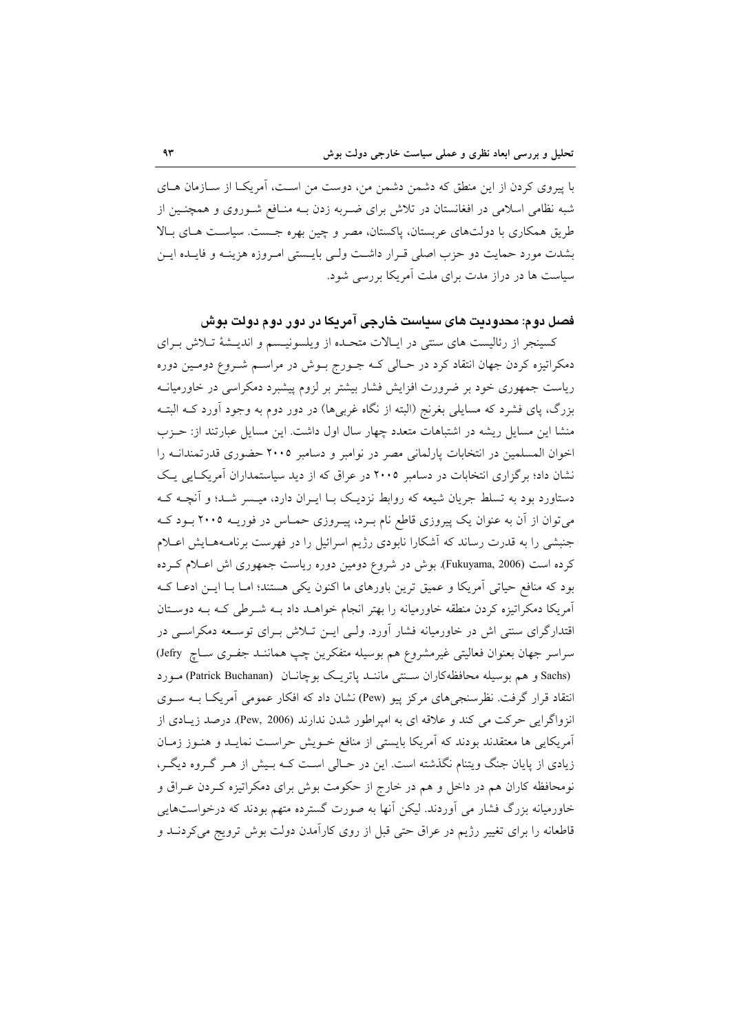با پیروی کردن از این منطق که دشمن دشمن من، دوست من است، آمریکا از سازمان های شبه نظامی اسلامی در افغانستان در تلاش برای ضربه زدن به منافع شوروی و همچنین از طریق همکاری با دولت‌های عربستان، پاکستان، مصر و چین بهره جست. سیاست های بالا بشدت مورد حمایت دو حزب اصلی قرار داشت ولی بایستی امروزه هزینه و فایده این سیاست ها در دراز مدت برای ملت آمریکا بررسی شود.

## فصل دوم: محدودیت های سیاست خارجی آمریکا در دور دوم دولت بوش

کسینجر از رئالیست های سنتی در ایالات متحده از ویلسونیسم و اندیشهٔ تلاش برای دمکراتیزه کردن جهان انتقاد کرد در حالی که جورج بوش در مراسم شروع دومین دوره ریاست جمهوری خود بر ضرورت افزایش فشار بیشتر بر لزوم پیشبرد دمکراسی در خاورمیانه بزرگ، پای فشرد که مسایلی بغرنج (البته از نگاه غربی‌ها) در دور دوم به وجود آورد که البته منشا این مسایل ریشه در اشتباهات متعدد چهار سال اول داشت. این مسایل عبارتند از: حزب اخوان المسلمین در انتخابات پارلمانی مصر در نوامبر و دسامبر ۲۰۰۵ حضوری قدرتمندانه را نشان داد؛ برگزاری انتخابات در دسامبر ۲۰۰۵ در عراق که از دید سیاستمداران آمریکایی یک دستاورد بود به تسلط جریان شیعه که روابط نزدیک با ایران دارد، میسر شد؛ و آنچه که می‌توان از آن به عنوان یک پیروزی قاطع نام برد، پیروزی حماس در فوریه ۲۰۰۵ بود که جنبشی را به قدرت رساند که آشکارا نابودی رژیم اسرائیل را در فهرست برنامه‌هایش اعلام کرده است (Fukuyama, 2006). بوش در شروع دومین دوره ریاست جمهوری اش اعلام کرده بود که منافع حیاتی آمریکا و عمیق ترین باورهای ما اکنون یکی هستند؛ اما با این ادعا که آمریکا دمکراتیزه کردن منطقه خاورمیانه را بهتر انجام خواهد داد به شرطی که به دوستان اقتدارگرای سنتی اش در خاورمیانه فشار آورد. ولی این تلاش برای توسعه دمکراسی در سراسر جهان بعنوان فعالیتی غیرمشروع هم بوسیله متفکرین چپ همانند جفری ساچ (Jefry Sachs) و هم بوسیله محافظه‌کاران سنتی مانند پاتریک بوچانان (Patrick Buchanan) مورد انتقاد قرار گرفت. نظرسنجی‌های مرکز پیو (Pew) نشان داد که افکار عمومی آمریکا به سوی انزواگرایی حرکت می کند و علاقه ای به امپراطور شدن ندارند (Pew, 2006). درصد زیادی از آمریکایی ها معتقدند بودند که آمریکا بایستی از منافع خویش حراست نماید و هنوز زمان زیادی از پایان جنگ ویتنام نگذشته است. این در حالی است که بیش از هر گروه دیگر، نومحافظه کاران هم در داخل و هم در خارج از حکومت بوش برای دمکراتیزه کردن عراق و خاورمیانه بزرگ فشار می آوردند. لیکن آنها به صورت گسترده متهم بودند که درخواست‌هایی قاطعانه را برای تغییر رژیم در عراق حتی قبل از روی کارآمدن دولت بوش ترویج می‌کردند و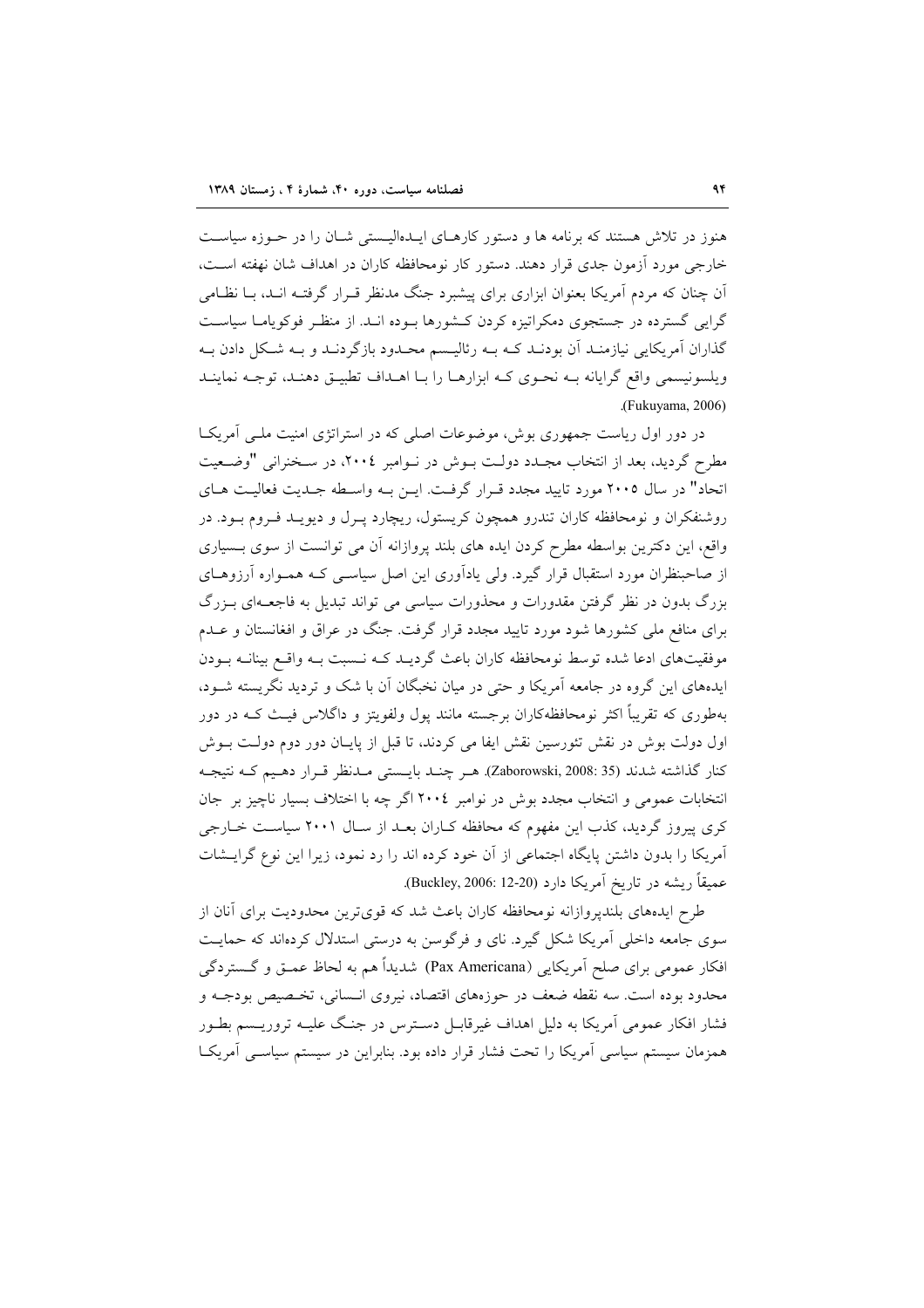هنوز در تلاش هستند که برنامه ها و دستور کارهـای ایـده‌الیـستی شـان را در حـوزه سیاسـت خارجی مورد آزمون جدی قرار دهند. دستور کار نومحافظه کاران در اهداف شان نهفته اسـت، آن چنان که مردم آمریکا بعنوان ابزاری برای پیشبرد جنگ مدنظر قـرار گرفتـه انـد، بـا نظـامی گرایی گسترده در جستجوی دمکراتیزه کردن کـشورها بـوده انـد. از منظـر فوکویامـا سیاسـت گذاران آمریکایی نیازمنـد آن بودنـد کـه بـه رئالیـسم محـدود بازگردنـد و بـه شـکل دادن بـه ویلسونیسمی واقع گرایانه بـه نحـوی کـه ابزارهـا را بـا اهـداف تطبیـق دهنـد، توجـه نماینـد (Fukuyama, 2006).

در دور اول ریاست جمهوری بوش، موضوعات اصلی که در استراتژی امنیت ملـی آمریکـا مطرح گردید، بعد از انتخاب مجـدد دولـت بـوش در نـوامبر ۲۰۰٤، در سـخنرانی "وضـعیت اتحاد" در سال ۲۰۰۵ مورد تایید مجدد قـرار گرفـت. ایـن بـه واسـطه جـدیت فعالیـت هـای روشنفکران و نومحافظه کاران تندرو همچون کریستول، ریچارد پـرل و دیویـد فـروم بـود. در واقع، این دکترین بواسطه مطرح کردن ایده های بلند پروازانه آن می توانست از سوی بـسیاری از صاحبنظران مورد استقبال قرار گیرد. ولی یادآوری این اصل سیاسـی کـه همـواره آرزوهـای بزرگ بدون در نظر گرفتن مقدورات و محذورات سیاسی می تواند تبدیل به فاجعـه‌ای بـزرگ برای منافع ملی کشورها شود مورد تایید مجدد قرار گرفت. جنگ در عراق و افغانستان و عـدم موفقیت‌های ادعا شده توسط نومحافظه کاران باعث گردیـد کـه نـسبت بـه واقـع بینانـه بـودن ایده‌های این گروه در جامعه آمریکا و حتی در میان نخبگان آن با شک و تردید نگریسته شـود، به‌طوری که تقریباً اکثر نومحافظه‌کاران برجسته مانند پول ولفویتز و داگلاس فیـث کـه در دور اول دولت بوش در نقش تئورسین نقش ایفا می کردند، تا قبل از پایـان دور دوم دولـت بـوش کنار گذاشته شدند (Zaborowski, 2008: 35). هـر چنـد بایـستی مـدنظر قـرار دهـیم کـه نتیجـه انتخابات عمومی و انتخاب مجدد بوش در نوامبر ۲۰۰٤ اگر چه با اختلاف بسیار ناچیز بر جان کری پیروز گردید، کذب این مفهوم که محافظه کـاران بعـد از سـال ۲۰۰۱ سیاسـت خـارجی آمریکا را بدون داشتن پایگاه اجتماعی از آن خود کرده اند را رد نمود، زیرا این نوع گرایـشات عمیقاً ریشه در تاریخ آمریکا دارد (Buckley, 2006: 12-20).

طرح ایده‌های بلندپروازانه نومحافظه کاران باعث شد که قوی‌ترین محدودیت برای آنان از سوی جامعه داخلی آمریکا شکل گیرد. نای و فرگوسن به درستی استدلال کرده‌اند که حمایـت افکار عمومی برای صلح آمریکایی (Pax Americana) شدیداً هم به لحاظ عمـق و گـستردگی محدود بوده است. سه نقطه ضعف در حوزه‌های اقتصاد، نیروی انـسانی، تخـصیص بودجـه و فشار افکار عمومی آمریکا به دلیل اهداف غیرقابـل دسـترس در جنـگ علیـه تروریـسم بطـور همزمان سیستم سیاسی آمریکا را تحت فشار قرار داده بود. بنابراین در سیستم سیاسـی آمریکـا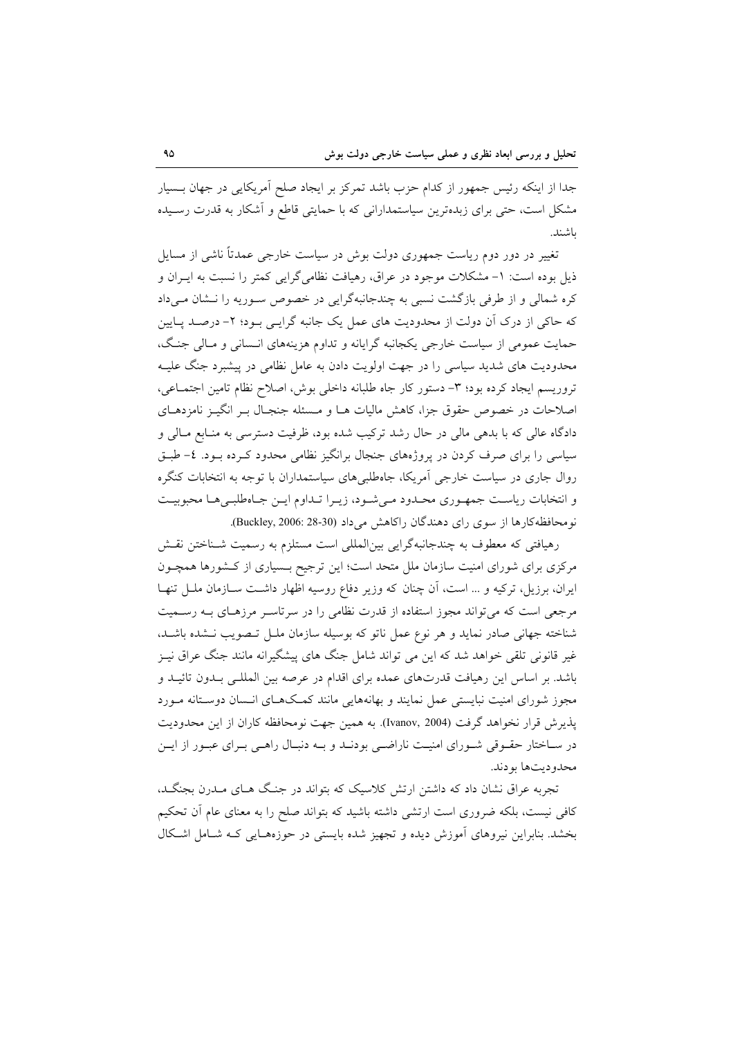جدا از اینکه رئیس جمهور از کدام حزب باشد تمرکز بر ایجاد صلح آمریکایی در جهان بسیار مشکل است، حتی برای زبده‌ترین سیاستمدارانی که با حمایتی قاطع و آشکار به قدرت رسیده باشند.

تغییر در دور دوم ریاست جمهوری دولت بوش در سیاست خارجی عمدتاً ناشی از مسایل ذیل بوده است: ۱- مشکلات موجود در عراق، رهیافت نظامی‌گرایی کمتر را نسبت به ایران و کره شمالی و از طرفی بازگشت نسبی به چندجانبه‌گرایی در خصوص سوریه را نشان می‌داد که حاکی از درک آن دولت از محدودیت های عمل یک جانبه گرایی بود؛ ۲- درصد پایین حمایت عمومی از سیاست خارجی یکجانبه گرایانه و تداوم هزینه‌های انسانی و مالی جنگ، محدودیت های شدید سیاسی را در جهت اولویت دادن به عامل نظامی در پیشبرد جنگ علیه تروریسم ایجاد کرده بود؛ ۳- دستور کار جاه طلبانه داخلی بوش، اصلاح نظام تامین اجتماعی، اصلاحات در خصوص حقوق جزا، کاهش مالیات ها و مسئله جنجال بر انگیز نامزدهای دادگاه عالی که با بدهی مالی در حال رشد ترکیب شده بود، ظرفیت دسترسی به منابع مالی و سیاسی را برای صرف کردن در پروژه‌های جنجال برانگیز نظامی محدود کرده بود. ٤- طبق روال جاری در سیاست خارجی آمریکا، جاه‌طلبی‌های سیاستمداران با توجه به انتخابات کنگره و انتخابات ریاست جمهوری محدود می‌شود، زیرا تداوم این جاه‌طلبی‌ها محبوبیت نومحافظه‌کارها از سوی رای دهندگان راکاهش می‌داد (Buckley, 2006: 28-30).

رهیافتی که معطوف به چندجانبه‌گرایی بین‌المللی است مستلزم به رسمیت شناختن نقش مرکزی برای شورای امنیت سازمان ملل متحد است؛ این ترجیح بسیاری از کشورها همچون ایران، برزیل، ترکیه و ... است، آن چنان که وزیر دفاع روسیه اظهار داشت سازمان ملل تنها مرجعی است که می‌تواند مجوز استفاده از قدرت نظامی را در سرتاسر مرزهای به رسمیت شناخته جهانی صادر نماید و هر نوع عمل ناتو که بوسیله سازمان ملل تصویب نشده باشد، غیر قانونی تلقی خواهد شد که این می تواند شامل جنگ های پیشگیرانه مانند جنگ عراق نیز باشد. بر اساس این رهیافت قدرت‌های عمده برای اقدام در عرصه بین المللی بدون تائید و مجوز شورای امنیت نبایستی عمل نمایند و بهانه‌هایی مانند کمک‌های انسان دوستانه مورد پذیرش قرار نخواهد گرفت (Ivanov, 2004). به همین جهت نومحافظه کاران از این محدودیت در ساختار حقوقی شورای امنیت ناراضی بودند و به دنبال راهی برای عبور از این محدودیت‌ها بودند.

تجربه عراق نشان داد که داشتن ارتش کلاسیک که بتواند در جنگ های مدرن بجنگد، کافی نیست، بلکه ضروری است ارتشی داشته باشید که بتواند صلح را به معنای عام آن تحکیم بخشد. بنابراین نیروهای آموزش دیده و تجهیز شده بایستی در حوزه‌هایی که شامل اشکال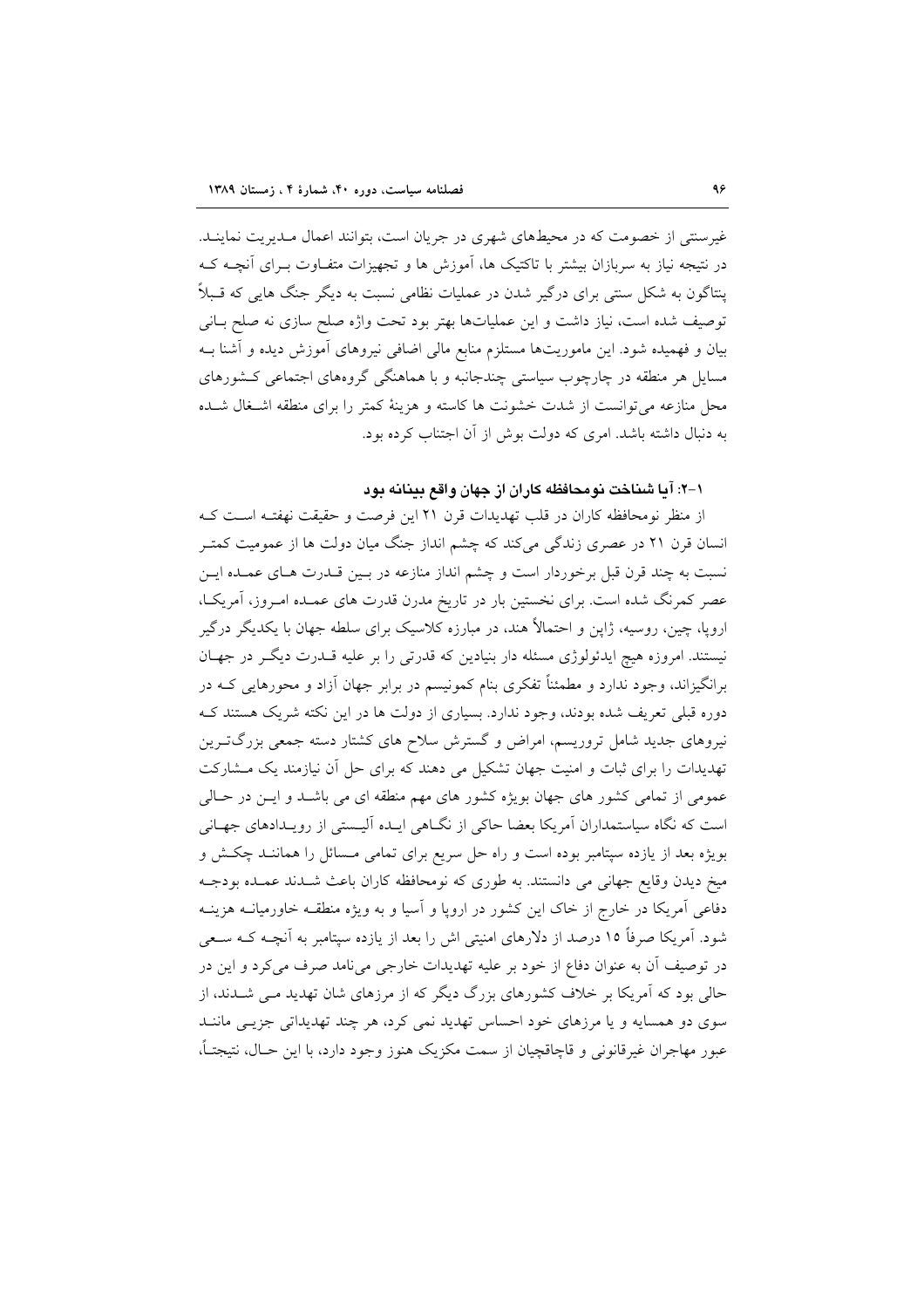غیرسنتی از خصومت که در محیط‌های شهری در جریان است، بتوانند اعمال مدیریت نمایند. در نتیجه نیاز به سربازان بیشتر با تاکتیک ها، آموزش ها و تجهیزات متفاوت برای آنچه که پنتاگون به شکل سنتی برای درگیر شدن در عملیات نظامی نسبت به دیگر جنگ هایی که قبلاً توصیف شده است، نیاز داشت و این عملیات‌ها بهتر بود تحت واژه صلح سازی نه صلح بانی بیان و فهمیده شود. این ماموریت‌ها مستلزم منابع مالی اضافی نیروهای آموزش دیده و آشنا به مسایل هر منطقه در چارچوب سیاستی چندجانبه و با هماهنگی گروههای اجتماعی کشورهای محل منازعه می‌توانست از شدت خشونت ها کاسته و هزینهٔ کمتر را برای منطقه اشغال شده به دنبال داشته باشد. امری که دولت بوش از آن اجتناب کرده بود.

### ۱-۲: آیا شناخت نومحافظه کاران از جهان واقع بینانه بود

از منظر نومحافظه کاران در قلب تهدیدات قرن ۲۱ این فرصت و حقیقت نهفته است که انسان قرن ۲۱ در عصری زندگی می‌کند که چشم انداز جنگ میان دولت ها از عمومیت کمتر نسبت به چند قرن قبل برخوردار است و چشم انداز منازعه در بین قدرت های عمده این عصر کمرنگ شده است. برای نخستین بار در تاریخ مدرن قدرت های عمده امروز، آمریکا، اروپا، چین، روسیه، ژاپن و احتمالاً هند، در مبارزه کلاسیک برای سلطه جهان با یکدیگر درگیر نیستند. امروزه هیچ ایدئولوژی مسئله دار بنیادین که قدرتی را بر علیه قدرت دیگر در جهان برانگیزاند، وجود ندارد و مطمئناً تفکری بنام کمونیسم در برابر جهان آزاد و محورهایی که در دوره قبلی تعریف شده بودند، وجود ندارد. بسیاری از دولت ها در این نکته شریک هستند که نیروهای جدید شامل تروریسم، امراض و گسترش سلاح های کشتار دسته جمعی بزرگترین تهدیدات را برای ثبات و امنیت جهان تشکیل می دهند که برای حل آن نیازمند یک مشارکت عمومی از تمامی کشور های جهان بویژه کشور های مهم منطقه ای می باشد و این در حالی است که نگاه سیاستمداران آمریکا بعضا حاکی از نگاهی ایده آلیستی از رویدادهای جهانی بویژه بعد از یازده سپتامبر بوده است و راه حل سریع برای تمامی مسائل را همانند چکش و میخ دیدن وقایع جهانی می دانستند. به طوری که نومحافظه کاران باعث شدند عمده بودجه دفاعی آمریکا در خارج از خاک این کشور در اروپا و آسیا و به ویژه منطقه خاورمیانه هزینه شود. آمریکا صرفاً ۱۵ درصد از دلارهای امنیتی اش را بعد از یازده سپتامبر به آنچه که سعی در توصیف آن به عنوان دفاع از خود بر علیه تهدیدات خارجی می‌نامد صرف می‌کرد و این در حالی بود که آمریکا بر خلاف کشورهای بزرگ دیگر که از مرزهای شان تهدید می شدند، از سوی دو همسایه و یا مرزهای خود احساس تهدید نمی کرد، هر چند تهدیداتی جزیی مانند عبور مهاجران غیرقانونی و قاچاقچیان از سمت مکزیک هنوز وجود دارد، با این حال، نتیجتاً،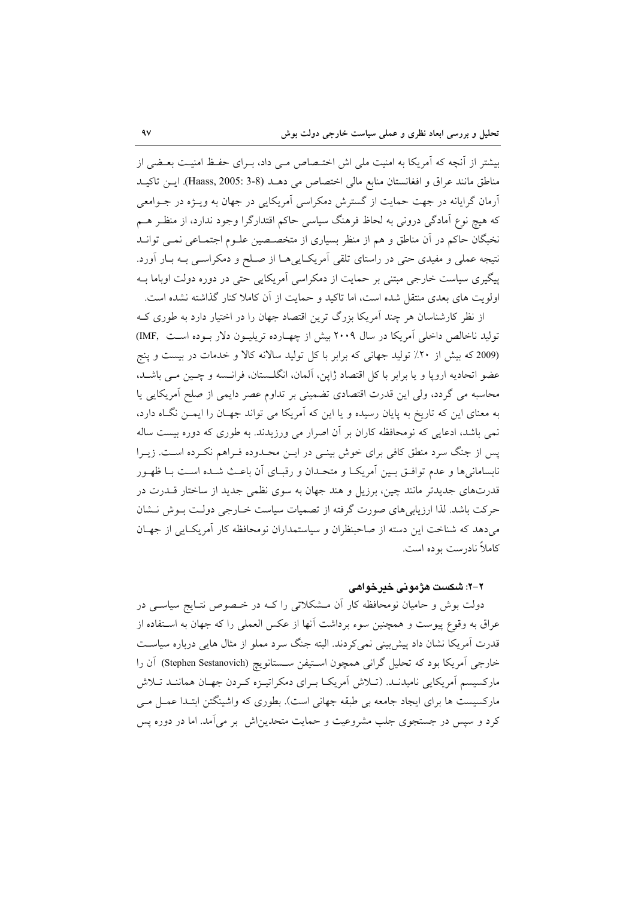بیشتر از آنچه که آمریکا به امنیت ملی اش اختصاص می داد، برای حفظ امنیت بعضی از مناطق مانند عراق و افغانستان منابع مالی اختصاص می دهد (Haass, 2005: 3-8). این تاکید آرمان گرایانه در جهت حمایت از گسترش دمکراسی آمریکایی در جهان به ویژه در جوامعی که هیچ نوع آمادگی درونی به لحاظ فرهنگ سیاسی حاکم اقتدارگرا وجود ندارد، از منظر هم نخبگان حاکم در آن مناطق و هم از منظر بسیاری از متخصصین علوم اجتماعی نمی تواند نتیجه عملی و مفیدی حتی در راستای تلقی آمریکایی‌ها از صلح و دمکراسی به بار آورد. پیگیری سیاست خارجی مبتنی بر حمایت از دمکراسی آمریکایی حتی در دوره دولت اوباما به اولویت های بعدی منتقل شده است، اما تاکید و حمایت از آن کاملا کنار گذاشته نشده است.

از نظر کارشناسان هر چند آمریکا بزرگ ترین اقتصاد جهان را در اختیار دارد به طوری که تولید ناخالص داخلی آمریکا در سال ۲۰۰۹ بیش از چهارده تریلیون دلار بوده است (IMF, 2009) که بیش از ۲۰٪ تولید جهانی که برابر با کل تولید سالانه کالا و خدمات در بیست و پنج عضو اتحادیه اروپا و یا برابر با کل اقتصاد ژاپن، آلمان، انگلستان، فرانسه و چین می باشد، محاسبه می گردد، ولی این قدرت اقتصادی تضمینی بر تداوم عصر دایمی از صلح آمریکایی یا به معنای این که تاریخ به پایان رسیده و یا این که آمریکا می تواند جهان را ایمن نگاه دارد، نمی باشد، ادعایی که نومحافظه کاران بر آن اصرار می ورزیدند. به طوری که دوره بیست ساله پس از جنگ سرد منطق کافی برای خوش بینی در این محدوده فراهم نکرده است. زیرا نابسامانی‌ها و عدم توافق بین آمریکا و متحدان و رقبای آن باعث شده است با ظهور قدرت‌های جدیدتر مانند چین، برزیل و هند جهان به سوی نظمی جدید از ساختار قدرت در حرکت باشد. لذا ارزیابی‌های صورت گرفته از تصمیات سیاست خارجی دولت بوش نشان می‌دهد که شناخت این دسته از صاحبنظران و سیاستمداران نومحافظه کار آمریکایی از جهان کاملاً نادرست بوده است.

### ۲-۲: شکست هژمونی خیرخواهی

دولت بوش و حامیان نومحافظه کار آن مشکلاتی را که در خصوص نتایج سیاسی در عراق به وقوع پیوست و همچنین سوء برداشت آنها از عکس العملی را که جهان به استفاده از قدرت آمریکا نشان داد پیش‌بینی نمی‌کردند. البته جنگ سرد مملو از مثال هایی درباره سیاست خارجی آمریکا بود که تحلیل گرانی همچون استیفن سستانویچ (Stephen Sestanovich) آن را مارکسیسم آمریکایی نامیدند. (تلاش آمریکا برای دمکراتیزه کردن جهان همانند تلاش مارکسیست ها برای ایجاد جامعه بی طبقه جهانی است). بطوری که واشینگتن ابتدا عمل می کرد و سپس در جستجوی جلب مشروعیت و حمایت متحدین‌اش بر می‌آمد. اما در دوره پس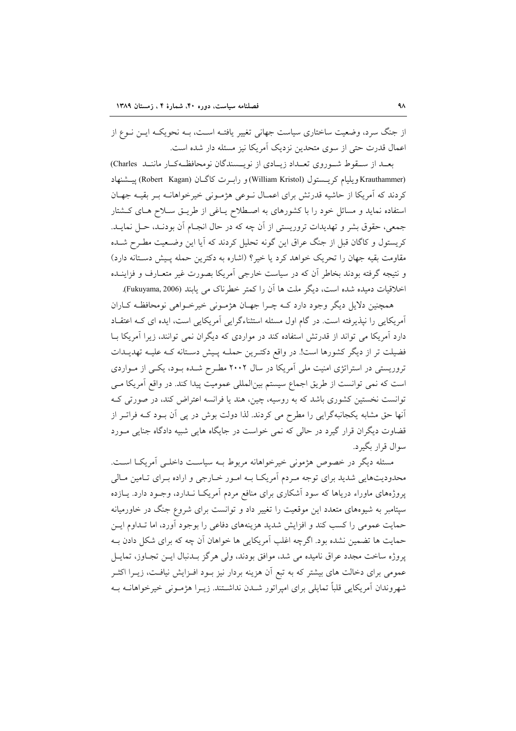از جنگ سرد، وضعیت ساختاری سیاست جهانی تغییر یافته است، به نحویکه این نوع از اعمال قدرت حتی از سوی متحدین نزدیک آمریکا نیز مسئله دار شده است.

بعد از سقوط شوروی تعداد زیادی از نویسندگان نومحافظه‌کار مانند (Charles Krauthammer) ویلیام کریستول (William Kristol) و رابرت کاگان (Robert Kagan) پیشنهاد کردند که آمریکا از حاشیه قدرتش برای اعمال نوعی هژمونی خیرخواهانه بر بقیه جهان استفاده نماید و مسائل خود را با کشورهای به اصطلاح یاغی از طریق سلاح های کشتار جمعی، حقوق بشر و تهدیدات تروریستی از آن چه که در حال انجام آن بودند، حل نماید. کریستول و کاگان قبل از جنگ عراق این گونه تحلیل کردند که آیا این وضعیت مطرح شده مقاومت بقیه جهان را تحریک خواهد کرد یا خیر؟ (اشاره به دکترین حمله پیش دستانه دارد) و نتیجه گرفته بودند بخاطر آن که در سیاست خارجی آمریکا بصورت غیر متعارف و فزاینده اخلاقیات دمیده شده است، دیگر ملت ها آن را کمتر خطرناک می یابند (Fukuyama, 2006).

همچنین دلایل دیگر وجود دارد که چرا جهان هژمونی خیرخواهی نومحافظه کاران آمریکایی را نپذیرفته است. در گام اول مسئله استثناءگرایی آمریکایی است، ایده ای که اعتقاد دارد آمریکا می تواند از قدرتش استفاده کند در مواردی که دیگران نمی توانند، زیرا آمریکا با فضیلت تر از دیگر کشورها است!. در واقع دکترین حمله پیش دستانه که علیه تهدیدات تروریستی در استراتژی امنیت ملی آمریکا در سال ۲۰۰۲ مطرح شده بود، یکی از مواردی است که نمی توانست از طریق اجماع سیستم بین‌المللی عمومیت پیدا کند. در واقع آمریکا می توانست نخستین کشوری باشد که به روسیه، چین، هند یا فرانسه اعتراض کند، در صورتی که آنها حق مشابه یکجانبه‌گرایی را مطرح می کردند. لذا دولت بوش در پی آن بود که فراتر از قضاوت دیگران قرار گیرد در حالی که نمی خواست در جایگاه هایی شبیه دادگاه جنایی مورد سوال قرار بگیرد.

مسئله دیگر در خصوص هژمونی خیرخواهانه مربوط به سیاست داخلی آمریکا است. محدودیت‌هایی شدید برای توجه مردم آمریکا به امور خارجی و اراده برای تامین مالی پروژه‌های ماوراء دریاها که سود آشکاری برای منافع مردم آمریکا ندارد، وجود دارد. یازده سپتامبر به شیوه‌های متعدد این موقعیت را تغییر داد و توانست برای شروع جنگ در خاورمیانه حمایت عمومی را کسب کند و افزایش شدید هزینه‌های دفاعی را بوجود آورد، اما تداوم این حمایت ها تضمین نشده بود. اگرچه اغلب آمریکایی ها خواهان آن چه که برای شکل دادن به پروژه ساخت مجدد عراق نامیده می شد، موافق بودند، ولی هرگز بدنبال این تجاوز، تمایل عمومی برای دخالت های بیشتر که به تبع آن هزینه بردار نیز بود افزایش نیافت، زیرا اکثر شهروندان آمریکایی قلباً تمایلی برای امپراتور شدن نداشتند. زیرا هژمونی خیرخواهانه به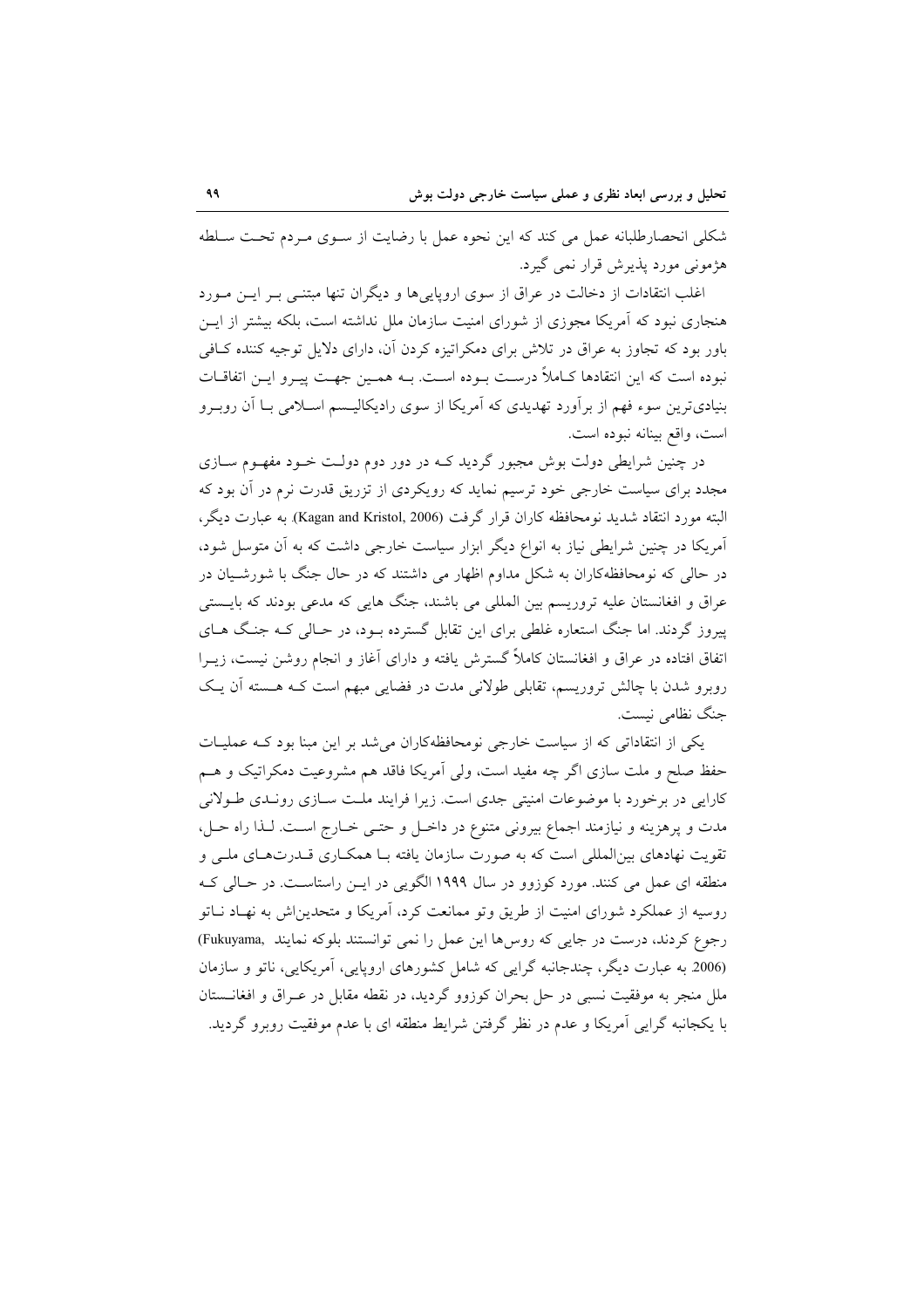شکلی انحصارطلبانه عمل می کند که این نحوه عمل با رضایت از سوی مردم تحت سلطه هژمونی مورد پذیرش قرار نمی گیرد.

اغلب انتقادات از دخالت در عراق از سوی اروپایی‌ها و دیگران تنها مبتنی بر این مورد هنجاری نبود که آمریکا مجوزی از شورای امنیت سازمان ملل نداشته است، بلکه بیشتر از این باور بود که تجاوز به عراق در تلاش برای دمکراتیزه کردن آن، دارای دلایل توجیه کننده کافی نبوده است که این انتقادها کاملاً درست بوده است. به همین جهت پیرو این اتفاقات بنیادی‌ترین سوء فهم از برآورد تهدیدی که آمریکا از سوی رادیکالیسم اسلامی با آن روبرو است، واقع بینانه نبوده است.

در چنین شرایطی دولت بوش مجبور گردید که در دور دوم دولت خود مفهوم سازی مجدد برای سیاست خارجی خود ترسیم نماید که رویکردی از تزریق قدرت نرم در آن بود که البته مورد انتقاد شدید نومحافظه کاران قرار گرفت (Kagan and Kristol, 2006). به عبارت دیگر، آمریکا در چنین شرایطی نیاز به انواع دیگر ابزار سیاست خارجی داشت که به آن متوسل شود، در حالی که نومحافظه‌کاران به شکل مداوم اظهار می داشتند که در حال جنگ با شورشیان در عراق و افغانستان علیه تروریسم بین المللی می باشند، جنگ هایی که مدعی بودند که بایستی پیروز گردند. اما جنگ استعاره غلطی برای این تقابل گسترده بود، در حالی که جنگ های اتفاق افتاده در عراق و افغانستان کاملاً گسترش یافته و دارای آغاز و انجام روشن نیست، زیرا روبرو شدن با چالش تروریسم، تقابلی طولانی مدت در فضایی مبهم است که هسته آن یک جنگ نظامی نیست.

یکی از انتقاداتی که از سیاست خارجی نومحافظه‌کاران می‌شد بر این مبنا بود که عملیات حفظ صلح و ملت سازی اگر چه مفید است، ولی آمریکا فاقد هم مشروعیت دمکراتیک و هم کارایی در برخورد با موضوعات امنیتی جدی است. زیرا فرایند ملت سازی روندی طولانی مدت و پرهزینه و نیازمند اجماع بیرونی متنوع در داخل و حتی خارج است. لذا راه حل، تقویت نهادهای بین‌المللی است که به صورت سازمان یافته با همکاری قدرت‌های ملی و منطقه ای عمل می کنند. مورد کوزوو در سال ۱۹۹۹ الگویی در این راستاست. در حالی که روسیه از عملکرد شورای امنیت از طریق وتو ممانعت کرد، آمریکا و متحدین‌اش به نهاد ناتو رجوع کردند، درست در جایی که روس‌ها این عمل را نمی توانستند بلوکه نمایند (Fukuyama, 2006). به عبارت دیگر، چندجانبه گرایی که شامل کشورهای اروپایی، آمریکایی، ناتو و سازمان ملل منجر به موفقیت نسبی در حل بحران کوزوو گردید، در نقطه مقابل در عراق و افغانستان با یکجانبه گرایی آمریکا و عدم در نظر گرفتن شرایط منطقه ای با عدم موفقیت روبرو گردید.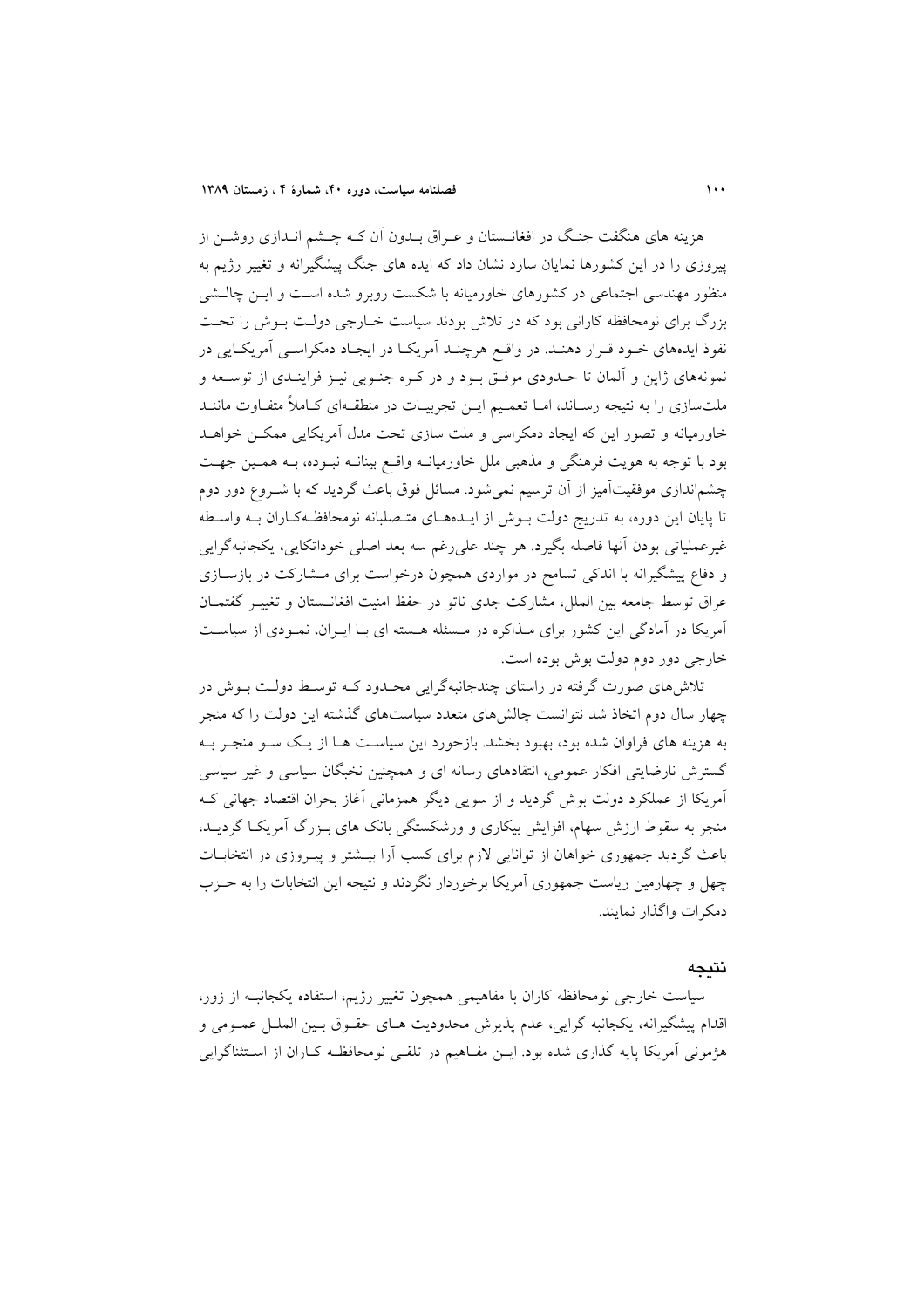هزینه های هنگفت جنگ در افغانستان و عراق بدون آن که چشم اندازی روشن از پیروزی را در این کشورها نمایان سازد نشان داد که ایده های جنگ پیشگیرانه و تغییر رژیم به منظور مهندسی اجتماعی در کشورهای خاورمیانه با شکست روبرو شده است و این چالشی بزرگ برای نومحافظه کارانی بود که در تلاش بودند سیاست خارجی دولت بوش را تحت نفوذ ایده‌های خود قرار دهند. در واقع هرچند آمریکا در ایجاد دمکراسی آمریکایی در نمونه‌های ژاپن و آلمان تا حدودی موفق بود و در کره جنوبی نیز فرایندی از توسعه و ملت‌سازی را به نتیجه رساند، اما تعمیم این تجربیات در منطقه‌ای کاملاً متفاوت مانند خاورمیانه و تصور این که ایجاد دمکراسی و ملت سازی تحت مدل آمریکایی ممکن خواهد بود با توجه به هویت فرهنگی و مذهبی ملل خاورمیانه واقع بینانه نبوده، به همین جهت چشم‌اندازی موفقیت‌آمیز از آن ترسیم نمی‌شود. مسائل فوق باعث گردید که با شروع دور دوم تا پایان این دوره، به تدریج دولت بوش از ایده‌های متصلبانه نومحافظه‌کاران به واسطه غیرعملیاتی بودن آنها فاصله بگیرد. هر چند علی‌رغم سه بعد اصلی خوداتکایی، یکجانبه‌گرایی و دفاع پیشگیرانه با اندکی تسامح در مواردی همچون درخواست برای مشارکت در بازسازی عراق توسط جامعه بین الملل، مشارکت جدی ناتو در حفظ امنیت افغانستان و تغییر گفتمان آمریکا در آمادگی این کشور برای مذاکره در مسئله هسته ای با ایران، نمودی از سیاست خارجی دور دوم دولت بوش بوده است.

تلاش‌های صورت گرفته در راستای چندجانبه‌گرایی محدود که توسط دولت بوش در چهار سال دوم اتخاذ شد نتوانست چالش‌های متعدد سیاست‌های گذشته این دولت را که منجر به هزینه های فراوان شده بود، بهبود بخشد. بازخورد این سیاست ها از یک سو منجر به گسترش نارضایتی افکار عمومی، انتقادهای رسانه ای و همچنین نخبگان سیاسی و غیر سیاسی آمریکا از عملکرد دولت بوش گردید و از سویی دیگر همزمانی آغاز بحران اقتصاد جهانی که منجر به سقوط ارزش سهام، افزایش بیکاری و ورشکستگی بانک های بزرگ آمریکا گردید، باعث گردید جمهوری خواهان از توانایی لازم برای کسب آرا بیشتر و پیروزی در انتخابات چهل و چهارمین ریاست جمهوری آمریکا برخوردار نگردند و نتیجه این انتخابات را به حزب دمکرات واگذار نمایند.

## نتیجه

سیاست خارجی نومحافظه کاران با مفاهیمی همچون تغییر رژیم، استفاده یکجانبه از زور، اقدام پیشگیرانه، یکجانبه گرایی، عدم پذیرش محدودیت های حقوق بین الملل عمومی و هژمونی آمریکا پایه گذاری شده بود. این مفاهیم در تلقی نومحافظه کاران از استثناگرایی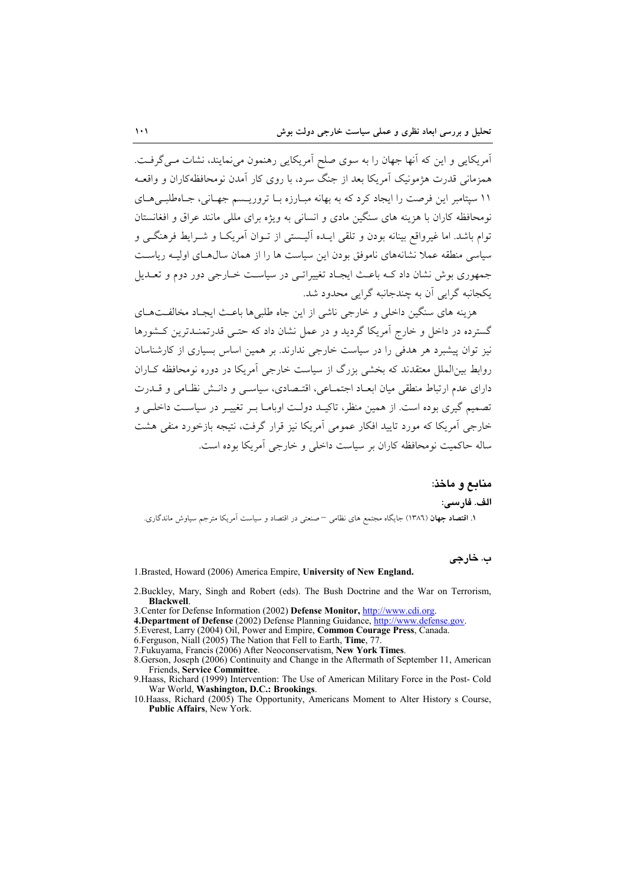آمریکایی و این که آنها جهان را به سوی صلح آمریکایی رهنمون می‌نمایند، نشات می‌گرفت. همزمانی قدرت هژمونیک آمریکا بعد از جنگ سرد، با روی کار آمدن نومحافظه‌کاران و واقعه ۱۱ سپتامبر این فرصت را ایجاد کرد که به بهانه مبارزه با تروریسم جهانی، جاه‌طلبی‌های نومحافظه کاران با هزینه های سنگین مادی و انسانی به ویژه برای مللی مانند عراق و افغانستان توام باشد. اما غیرواقع بینانه بودن و تلقی ایده آلیستی از توان آمریکا و شرایط فرهنگی و سیاسی منطقه عملا نشانه‌های ناموفق بودن این سیاست ها را از همان سال‌های اولیه ریاست جمهوری بوش نشان داد که باعث ایجاد تغییراتی در سیاست خارجی دور دوم و تعدیل یکجانبه گرایی آن به چندجانبه گرایی محدود شد.

هزینه های سنگین داخلی و خارجی ناشی از این جاه طلبی‌ها باعث ایجاد مخالفت‌های گسترده در داخل و خارج آمریکا گردید و در عمل نشان داد که حتی قدرتمندترین کشورها نیز توان پیشبرد هر هدفی را در سیاست خارجی ندارند. بر همین اساس بسیاری از کارشناسان روابط بین‌الملل معتقدند که بخشی بزرگ از سیاست خارجی آمریکا در دوره نومحافظه کاران دارای عدم ارتباط منطقی میان ابعاد اجتماعی، اقتصادی، سیاسی و دانش نظامی و قدرت تصمیم گیری بوده است. از همین منظر، تاکید دولت اوباما بر تغییر در سیاست داخلی و خارجی آمریکا که مورد تایید افکار عمومی آمریکا نیز قرار گرفت، نتیجه بازخورد منفی هشت ساله حاکمیت نومحافظه کاران بر سیاست داخلی و خارجی آمریکا بوده است.

## منابع و ماخذ:

### الف. فارسی:

۱. **اقتصاد جهان** (۱۳۸٦) جایگاه مجتمع های نظامی – صنعتی در اقتصاد و سیاست آمریکا مترجم سیاوش ماندگاری.

### ب. خارجی

1. Brasted, Howard (2006) America Empire, **University of New England.**
2. Buckley, Mary, Singh and Robert (eds). The Bush Doctrine and the War on Terrorism, **Blackwell**.
3. Center for Defense Information (2002) **Defense Monitor,** http://www.cdi.org.
4. **Department of Defense** (2002) Defense Planning Guidance, http://www.defense.gov.
5. Everest, Larry (2004) Oil, Power and Empire, **Common Courage Press**, Canada.
6. Ferguson, Niall (2005) The Nation that Fell to Earth, **Time**, 77.
7. Fukuyama, Francis (2006) After Neoconservatism, **New York Times**.
8. Gerson, Joseph (2006) Continuity and Change in the Aftermath of September 11, American Friends, **Service Committee**.
9. Haass, Richard (1999) Intervention: The Use of American Military Force in the Post- Cold War World, **Washington, D.C.: Brookings**.
10. Haass, Richard (2005) The Opportunity, Americans Moment to Alter History s Course, **Public Affairs**, New York.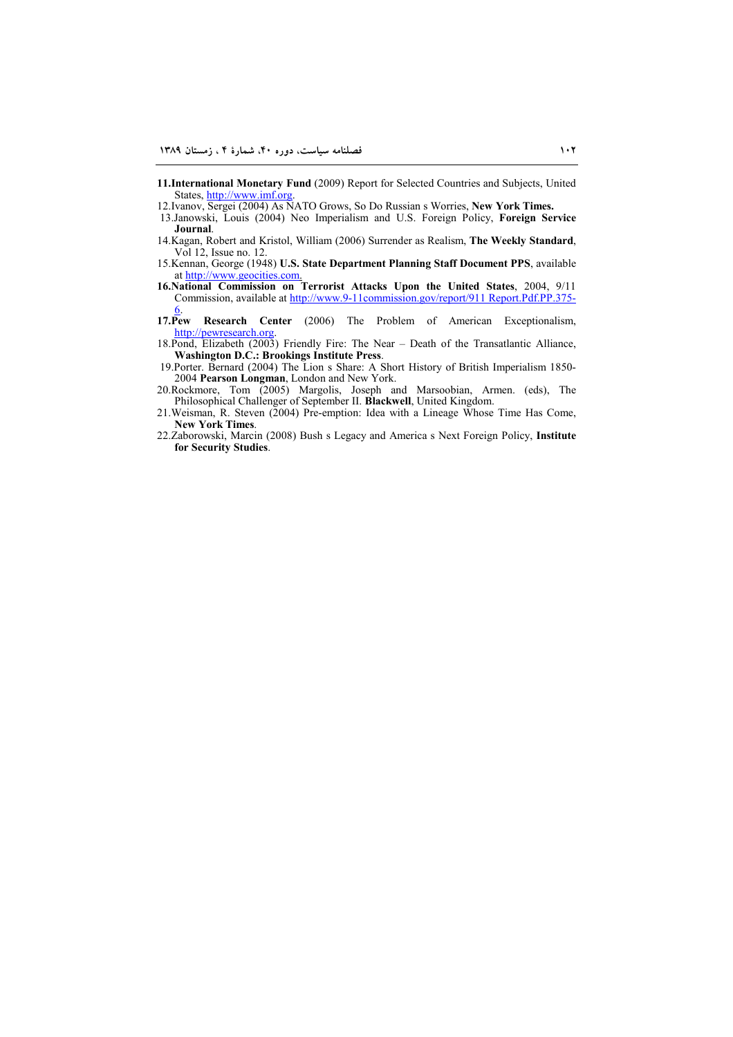11.**International Monetary Fund** (2009) Report for Selected Countries and Subjects, United States, http://www.imf.org.

12.Ivanov, Sergei (2004) As NATO Grows, So Do Russian s Worries, **New York Times.**

13.Janowski, Louis (2004) Neo Imperialism and U.S. Foreign Policy, **Foreign Service Journal**.

14.Kagan, Robert and Kristol, William (2006) Surrender as Realism, **The Weekly Standard**, Vol 12, Issue no. 12.

15.Kennan, George (1948) **U.S. State Department Planning Staff Document PPS**, available at http://www.geocities.com.

16.**National Commission on Terrorist Attacks Upon the United States**, 2004, 9/11 Commission, available at http://www.9-11commission.gov/report/911 Report.Pdf.PP.375-6.

17.**Pew Research Center** (2006) The Problem of American Exceptionalism, http://pewresearch.org.

18.Pond, Elizabeth (2003) Friendly Fire: The Near – Death of the Transatlantic Alliance, **Washington D.C.: Brookings Institute Press**.

19.Porter. Bernard (2004) The Lion s Share: A Short History of British Imperialism 1850-2004 **Pearson Longman**, London and New York.

20.Rockmore, Tom (2005) Margolis, Joseph and Marsoobian, Armen. (eds), The Philosophical Challenger of September II. **Blackwell**, United Kingdom.

21.Weisman, R. Steven (2004) Pre-emption: Idea with a Lineage Whose Time Has Come, **New York Times**.

22.Zaborowski, Marcin (2008) Bush s Legacy and America s Next Foreign Policy, **Institute for Security Studies**.